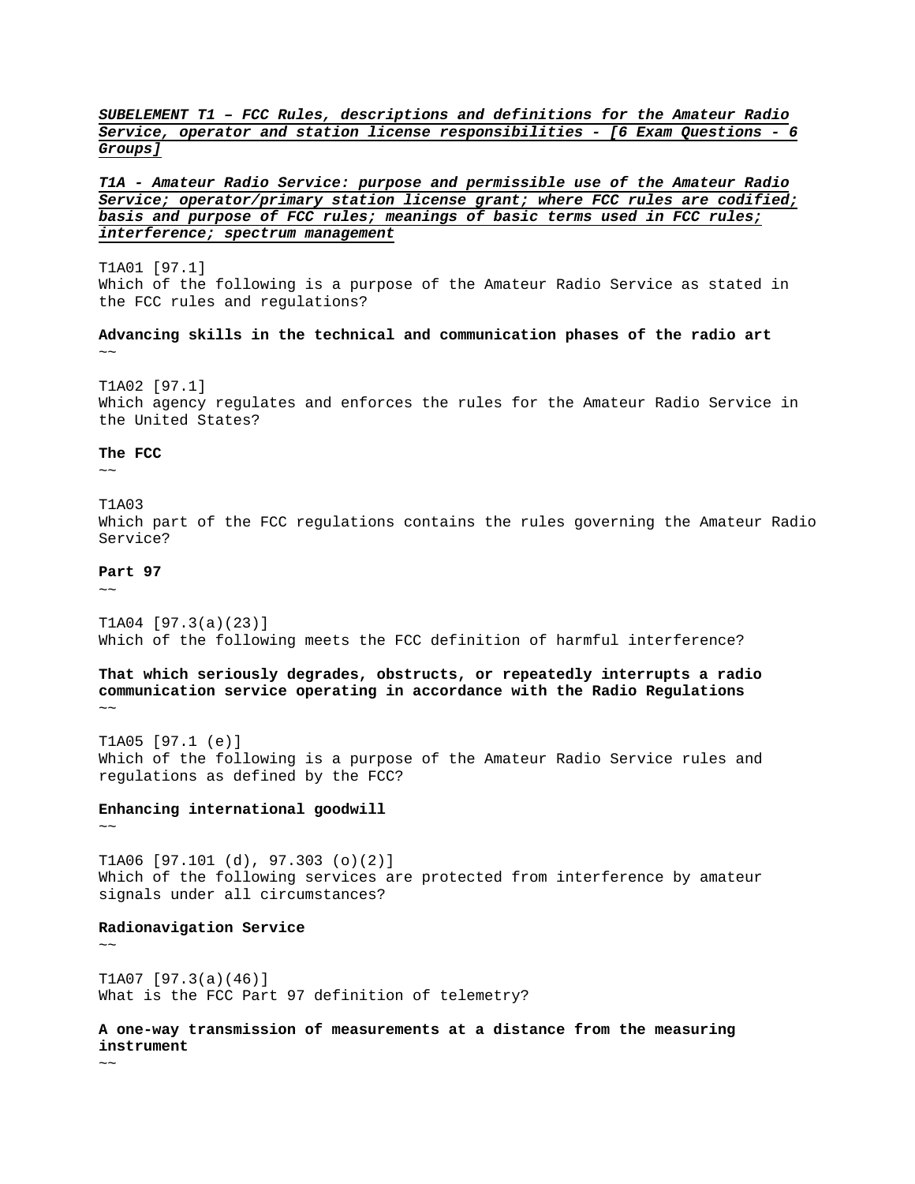***SUBELEMENT T1 – FCC Rules, descriptions and definitions for the Amateur Radio Service, operator and station license responsibilities - [6 Exam Questions - 6 Groups]***

***T1A - Amateur Radio Service: purpose and permissible use of the Amateur Radio Service; operator/primary station license grant; where FCC rules are codified; basis and purpose of FCC rules; meanings of basic terms used in FCC rules; interference; spectrum management***

T1A01 [97.1]
Which of the following is a purpose of the Amateur Radio Service as stated in the FCC rules and regulations?

**Advancing skills in the technical and communication phases of the radio art**
~~

T1A02 [97.1]
Which agency regulates and enforces the rules for the Amateur Radio Service in the United States?

**The FCC**
~~

T1A03
Which part of the FCC regulations contains the rules governing the Amateur Radio Service?

**Part 97**
~~

T1A04 [97.3(a)(23)]
Which of the following meets the FCC definition of harmful interference?

**That which seriously degrades, obstructs, or repeatedly interrupts a radio communication service operating in accordance with the Radio Regulations**
~~

T1A05 [97.1 (e)]
Which of the following is a purpose of the Amateur Radio Service rules and regulations as defined by the FCC?

**Enhancing international goodwill**
~~

T1A06 [97.101 (d), 97.303 (o)(2)]
Which of the following services are protected from interference by amateur signals under all circumstances?

**Radionavigation Service**
~~

T1A07 [97.3(a)(46)]
What is the FCC Part 97 definition of telemetry?

**A one-way transmission of measurements at a distance from the measuring instrument**
~~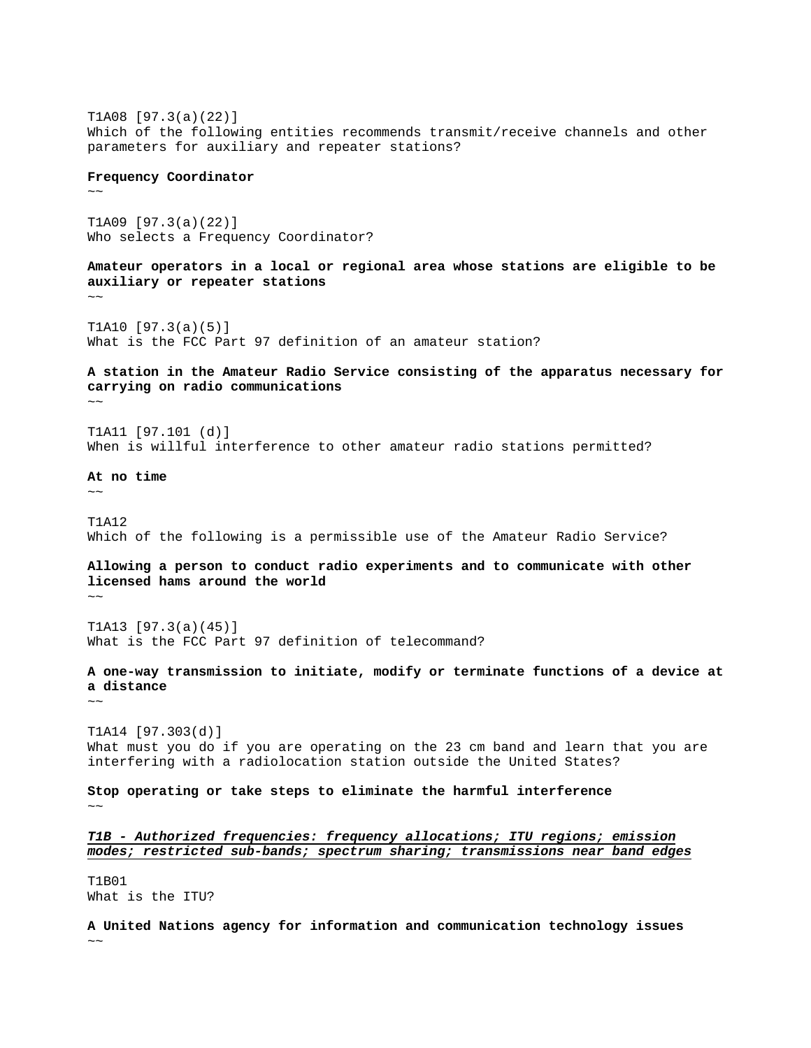T1A08 [97.3(a)(22)]
Which of the following entities recommends transmit/receive channels and other parameters for auxiliary and repeater stations?

**Frequency Coordinator**
~~

T1A09 [97.3(a)(22)]
Who selects a Frequency Coordinator?

**Amateur operators in a local or regional area whose stations are eligible to be auxiliary or repeater stations**
~~

T1A10 [97.3(a)(5)]
What is the FCC Part 97 definition of an amateur station?

**A station in the Amateur Radio Service consisting of the apparatus necessary for carrying on radio communications**
~~

T1A11 [97.101 (d)]
When is willful interference to other amateur radio stations permitted?

**At no time**
~~

T1A12
Which of the following is a permissible use of the Amateur Radio Service?

**Allowing a person to conduct radio experiments and to communicate with other licensed hams around the world**
~~

T1A13 [97.3(a)(45)]
What is the FCC Part 97 definition of telecommand?

**A one-way transmission to initiate, modify or terminate functions of a device at a distance**
~~

T1A14 [97.303(d)]
What must you do if you are operating on the 23 cm band and learn that you are interfering with a radiolocation station outside the United States?

**Stop operating or take steps to eliminate the harmful interference**
~~

***T1B - Authorized frequencies: frequency allocations; ITU regions; emission modes; restricted sub-bands; spectrum sharing; transmissions near band edges***

T1B01
What is the ITU?

**A United Nations agency for information and communication technology issues**
~~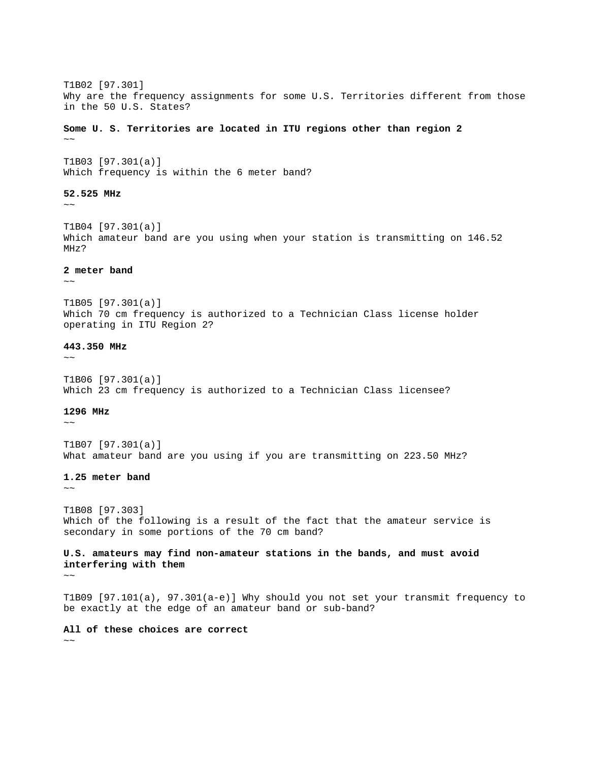T1B02 [97.301]
Why are the frequency assignments for some U.S. Territories different from those in the 50 U.S. States?

**Some U. S. Territories are located in ITU regions other than region 2**
~~

T1B03 [97.301(a)]
Which frequency is within the 6 meter band?

**52.525 MHz**
~~

T1B04 [97.301(a)]
Which amateur band are you using when your station is transmitting on 146.52 MHz?

**2 meter band**
~~

T1B05 [97.301(a)]
Which 70 cm frequency is authorized to a Technician Class license holder operating in ITU Region 2?

**443.350 MHz**
~~

T1B06 [97.301(a)]
Which 23 cm frequency is authorized to a Technician Class licensee?

**1296 MHz**
~~

T1B07 [97.301(a)]
What amateur band are you using if you are transmitting on 223.50 MHz?

**1.25 meter band**
~~

T1B08 [97.303]
Which of the following is a result of the fact that the amateur service is secondary in some portions of the 70 cm band?

**U.S. amateurs may find non-amateur stations in the bands, and must avoid interfering with them**
~~

T1B09 [97.101(a), 97.301(a-e)] Why should you not set your transmit frequency to be exactly at the edge of an amateur band or sub-band?

**All of these choices are correct**
~~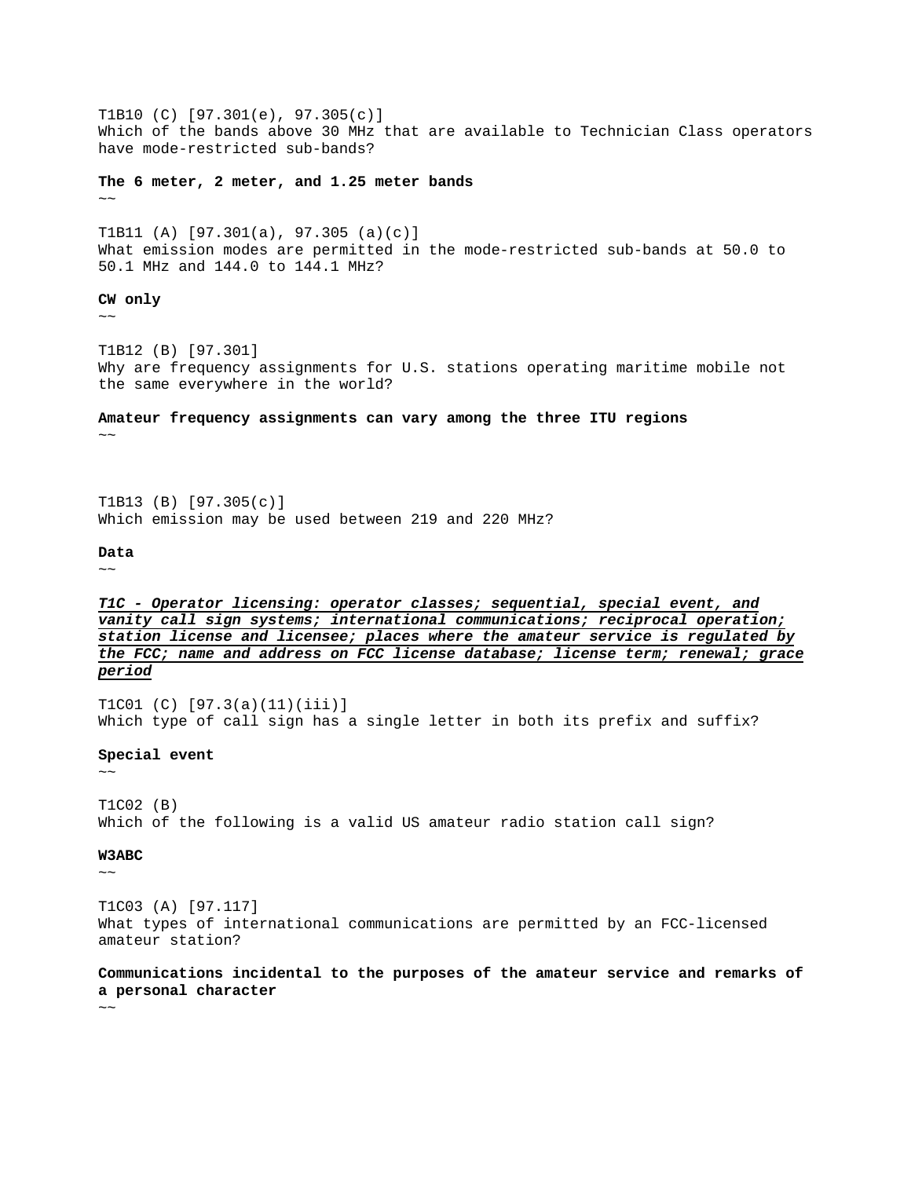T1B10 (C) [97.301(e), 97.305(c)]
Which of the bands above 30 MHz that are available to Technician Class operators have mode-restricted sub-bands?

**The 6 meter, 2 meter, and 1.25 meter bands**
~~

T1B11 (A) [97.301(a), 97.305 (a)(c)]
What emission modes are permitted in the mode-restricted sub-bands at 50.0 to 50.1 MHz and 144.0 to 144.1 MHz?

**CW only**
~~

T1B12 (B) [97.301]
Why are frequency assignments for U.S. stations operating maritime mobile not the same everywhere in the world?

**Amateur frequency assignments can vary among the three ITU regions**
~~

T1B13 (B) [97.305(c)]
Which emission may be used between 219 and 220 MHz?

**Data**
~~

***<u>T1C - Operator licensing: operator classes; sequential, special event, and vanity call sign systems; international communications; reciprocal operation; station license and licensee; places where the amateur service is regulated by the FCC; name and address on FCC license database; license term; renewal; grace period</u>***

T1C01 (C) [97.3(a)(11)(iii)]
Which type of call sign has a single letter in both its prefix and suffix?

**Special event**
~~

T1C02 (B)
Which of the following is a valid US amateur radio station call sign?

**W3ABC**
~~

T1C03 (A) [97.117]
What types of international communications are permitted by an FCC-licensed amateur station?

**Communications incidental to the purposes of the amateur service and remarks of a personal character**
~~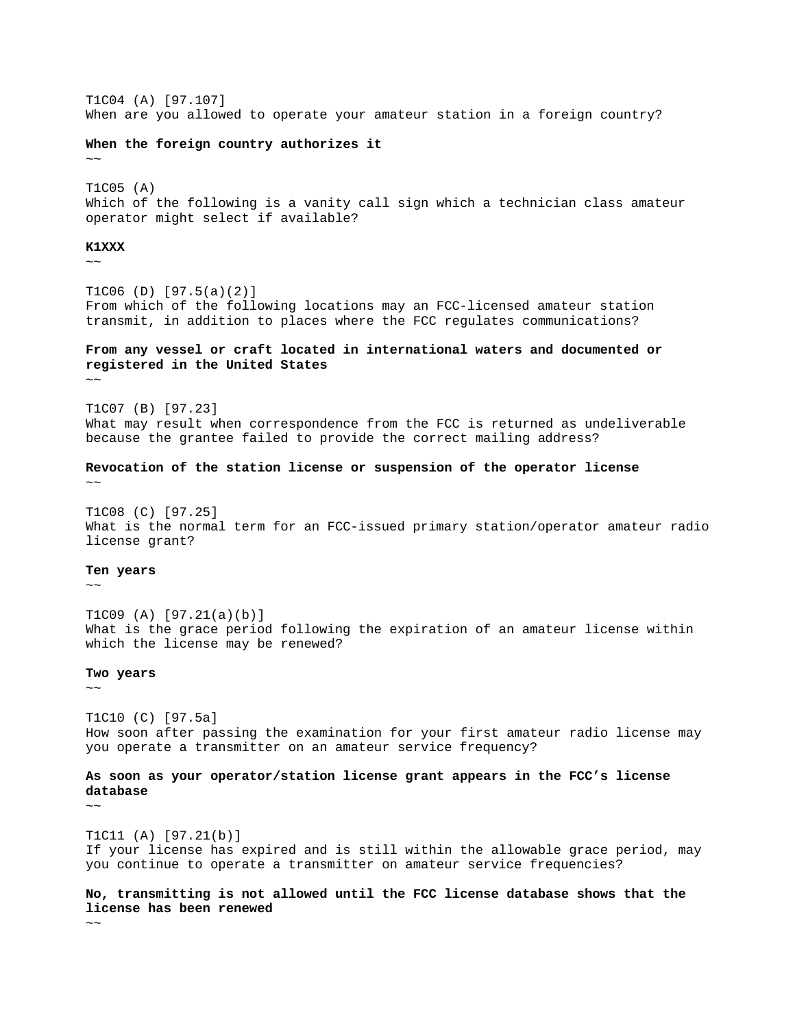T1C04 (A) [97.107]
When are you allowed to operate your amateur station in a foreign country?

**When the foreign country authorizes it**
~~

T1C05 (A)
Which of the following is a vanity call sign which a technician class amateur operator might select if available?

**K1XXX**
~~

T1C06 (D) [97.5(a)(2)]
From which of the following locations may an FCC-licensed amateur station transmit, in addition to places where the FCC regulates communications?

**From any vessel or craft located in international waters and documented or registered in the United States**
~~

T1C07 (B) [97.23]
What may result when correspondence from the FCC is returned as undeliverable because the grantee failed to provide the correct mailing address?

**Revocation of the station license or suspension of the operator license**
~~

T1C08 (C) [97.25]
What is the normal term for an FCC-issued primary station/operator amateur radio license grant?

**Ten years**
~~

T1C09 (A) [97.21(a)(b)]
What is the grace period following the expiration of an amateur license within which the license may be renewed?

**Two years**
~~

T1C10 (C) [97.5a]
How soon after passing the examination for your first amateur radio license may you operate a transmitter on an amateur service frequency?

**As soon as your operator/station license grant appears in the FCC's license database**
~~

T1C11 (A) [97.21(b)]
If your license has expired and is still within the allowable grace period, may you continue to operate a transmitter on amateur service frequencies?

**No, transmitting is not allowed until the FCC license database shows that the license has been renewed**
~~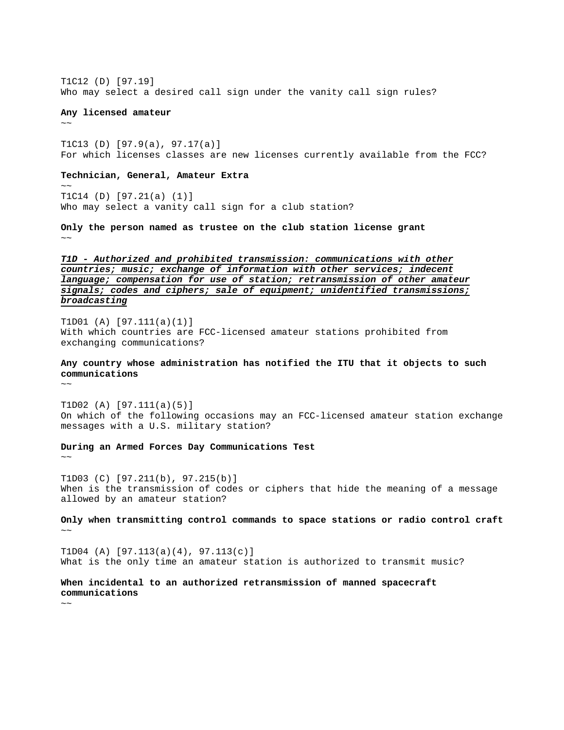T1C12 (D) [97.19]
Who may select a desired call sign under the vanity call sign rules?

**Any licensed amateur**

~~

T1C13 (D) [97.9(a), 97.17(a)]
For which licenses classes are new licenses currently available from the FCC?

**Technician, General, Amateur Extra**

~~

T1C14 (D) [97.21(a) (1)]
Who may select a vanity call sign for a club station?

**Only the person named as trustee on the club station license grant**

~~

***T1D - Authorized and prohibited transmission: communications with other countries; music; exchange of information with other services; indecent language; compensation for use of station; retransmission of other amateur signals; codes and ciphers; sale of equipment; unidentified transmissions; broadcasting***

T1D01 (A) [97.111(a)(1)]
With which countries are FCC-licensed amateur stations prohibited from exchanging communications?

**Any country whose administration has notified the ITU that it objects to such communications**

~~

T1D02 (A) [97.111(a)(5)]
On which of the following occasions may an FCC-licensed amateur station exchange messages with a U.S. military station?

**During an Armed Forces Day Communications Test**

~~

T1D03 (C) [97.211(b), 97.215(b)]
When is the transmission of codes or ciphers that hide the meaning of a message allowed by an amateur station?

**Only when transmitting control commands to space stations or radio control craft**

~~

T1D04 (A) [97.113(a)(4), 97.113(c)]
What is the only time an amateur station is authorized to transmit music?

**When incidental to an authorized retransmission of manned spacecraft communications**

~~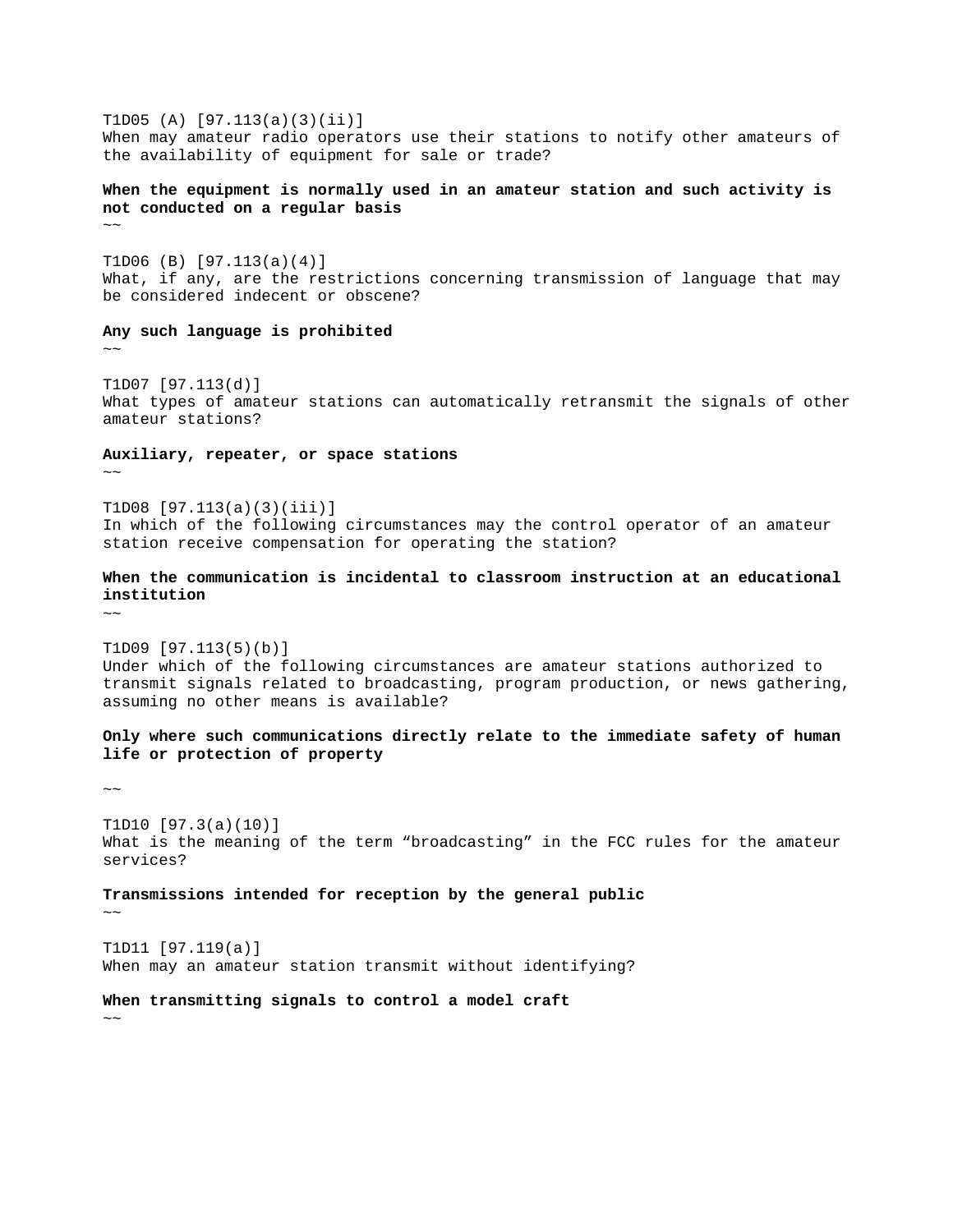T1D05 (A) [97.113(a)(3)(ii)]
When may amateur radio operators use their stations to notify other amateurs of the availability of equipment for sale or trade?

**When the equipment is normally used in an amateur station and such activity is not conducted on a regular basis**
~~

T1D06 (B) [97.113(a)(4)]
What, if any, are the restrictions concerning transmission of language that may be considered indecent or obscene?

**Any such language is prohibited**
~~

T1D07 [97.113(d)]
What types of amateur stations can automatically retransmit the signals of other amateur stations?

**Auxiliary, repeater, or space stations**
~~

T1D08 [97.113(a)(3)(iii)]
In which of the following circumstances may the control operator of an amateur station receive compensation for operating the station?

**When the communication is incidental to classroom instruction at an educational institution**
~~

T1D09 [97.113(5)(b)]
Under which of the following circumstances are amateur stations authorized to transmit signals related to broadcasting, program production, or news gathering, assuming no other means is available?

**Only where such communications directly relate to the immediate safety of human life or protection of property**

~~

T1D10 [97.3(a)(10)]
What is the meaning of the term “broadcasting” in the FCC rules for the amateur services?

**Transmissions intended for reception by the general public**
~~

T1D11 [97.119(a)]
When may an amateur station transmit without identifying?

**When transmitting signals to control a model craft**
~~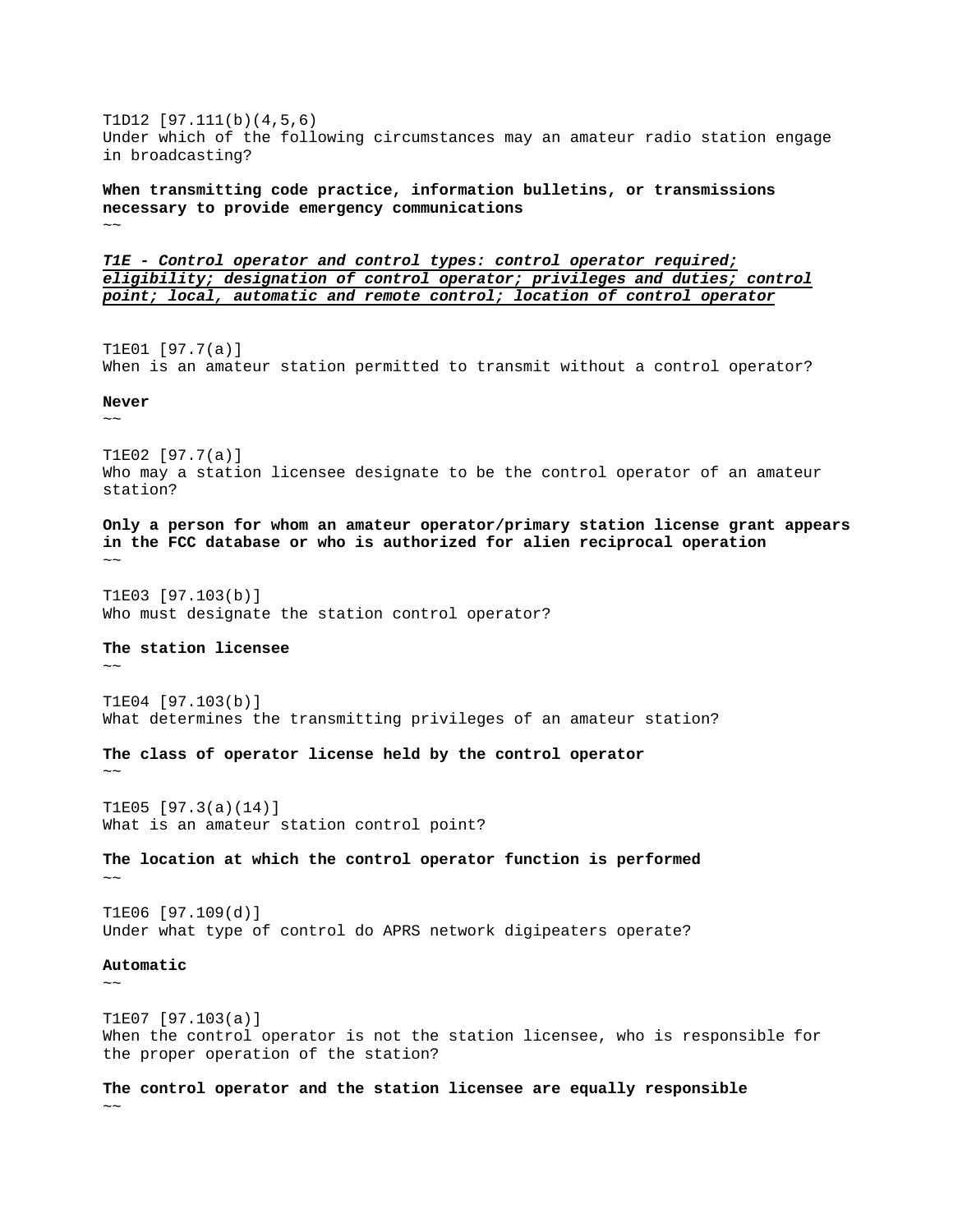T1D12 [97.111(b)(4,5,6)
Under which of the following circumstances may an amateur radio station engage in broadcasting?

**When transmitting code practice, information bulletins, or transmissions necessary to provide emergency communications**
~~

***<u>T1E - Control operator and control types: control operator required; eligibility; designation of control operator; privileges and duties; control point; local, automatic and remote control; location of control operator</u>***

T1E01 [97.7(a)]
When is an amateur station permitted to transmit without a control operator?

**Never**
~~

T1E02 [97.7(a)]
Who may a station licensee designate to be the control operator of an amateur station?

**Only a person for whom an amateur operator/primary station license grant appears in the FCC database or who is authorized for alien reciprocal operation**
~~

T1E03 [97.103(b)]
Who must designate the station control operator?

**The station licensee**
~~

T1E04 [97.103(b)]
What determines the transmitting privileges of an amateur station?

**The class of operator license held by the control operator**
~~

T1E05 [97.3(a)(14)]
What is an amateur station control point?

**The location at which the control operator function is performed**
~~

T1E06 [97.109(d)]
Under what type of control do APRS network digipeaters operate?

**Automatic**
~~

T1E07 [97.103(a)]
When the control operator is not the station licensee, who is responsible for the proper operation of the station?

**The control operator and the station licensee are equally responsible**
~~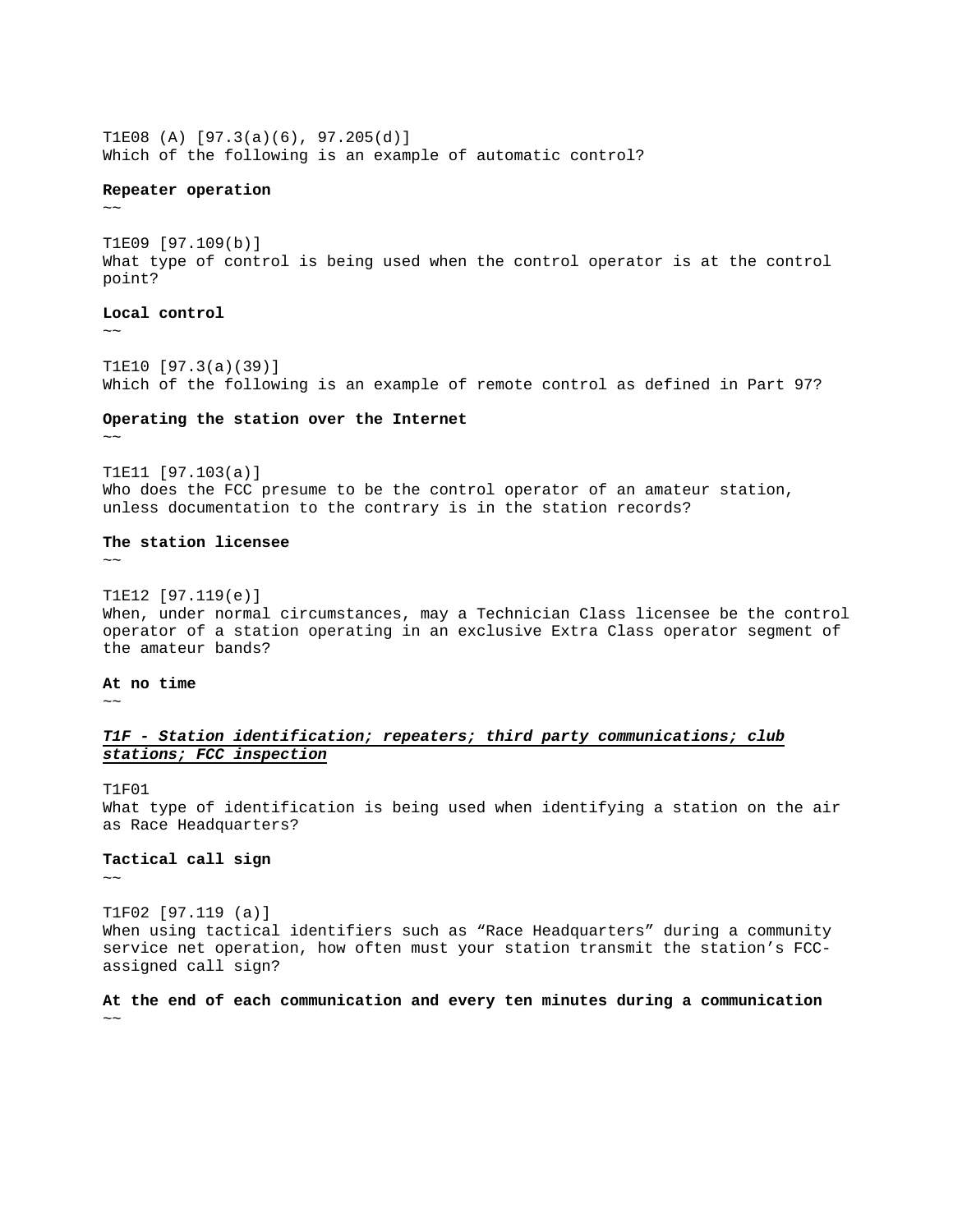T1E08 (A) [97.3(a)(6), 97.205(d)]
Which of the following is an example of automatic control?

**Repeater operation**
~~

T1E09 [97.109(b)]
What type of control is being used when the control operator is at the control point?

**Local control**
~~

T1E10 [97.3(a)(39)]
Which of the following is an example of remote control as defined in Part 97?

**Operating the station over the Internet**
~~

T1E11 [97.103(a)]
Who does the FCC presume to be the control operator of an amateur station, unless documentation to the contrary is in the station records?

**The station licensee**
~~

T1E12 [97.119(e)]
When, under normal circumstances, may a Technician Class licensee be the control operator of a station operating in an exclusive Extra Class operator segment of the amateur bands?

**At no time**
~~

### ***T1F - Station identification; repeaters; third party communications; club stations; FCC inspection***

T1F01
What type of identification is being used when identifying a station on the air as Race Headquarters?

**Tactical call sign**
~~

T1F02 [97.119 (a)]
When using tactical identifiers such as “Race Headquarters” during a community service net operation, how often must your station transmit the station’s FCC-assigned call sign?

**At the end of each communication and every ten minutes during a communication**
~~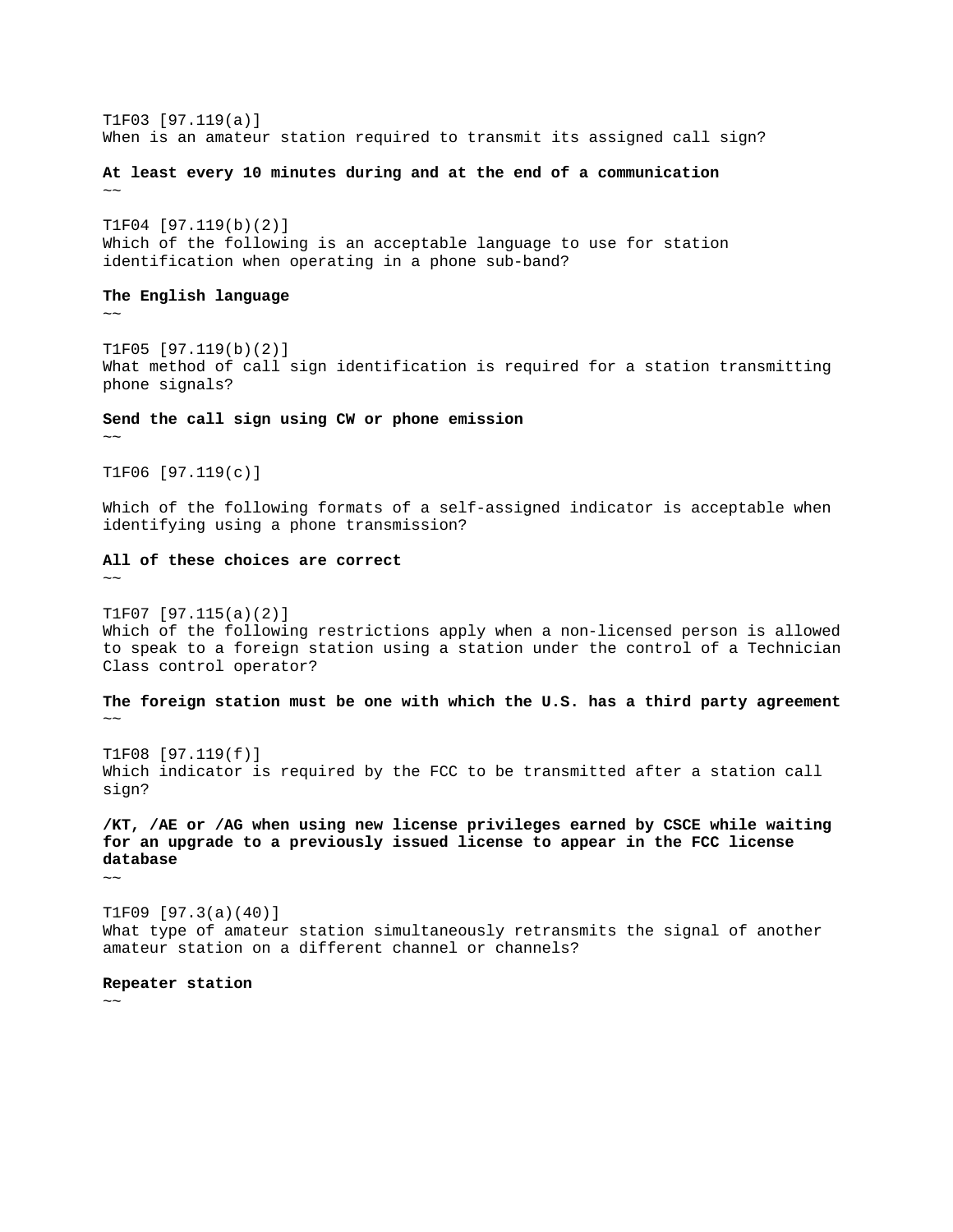T1F03 [97.119(a)]
When is an amateur station required to transmit its assigned call sign?

**At least every 10 minutes during and at the end of a communication**
~~

T1F04 [97.119(b)(2)]
Which of the following is an acceptable language to use for station identification when operating in a phone sub-band?

**The English language**
~~

T1F05 [97.119(b)(2)]
What method of call sign identification is required for a station transmitting phone signals?

**Send the call sign using CW or phone emission**
~~

T1F06 [97.119(c)]

Which of the following formats of a self-assigned indicator is acceptable when identifying using a phone transmission?

**All of these choices are correct**
~~

T1F07 [97.115(a)(2)]
Which of the following restrictions apply when a non-licensed person is allowed to speak to a foreign station using a station under the control of a Technician Class control operator?

**The foreign station must be one with which the U.S. has a third party agreement**
~~

T1F08 [97.119(f)]
Which indicator is required by the FCC to be transmitted after a station call sign?

**/KT, /AE or /AG when using new license privileges earned by CSCE while waiting for an upgrade to a previously issued license to appear in the FCC license database**
~~

T1F09 [97.3(a)(40)]
What type of amateur station simultaneously retransmits the signal of another amateur station on a different channel or channels?

**Repeater station**
~~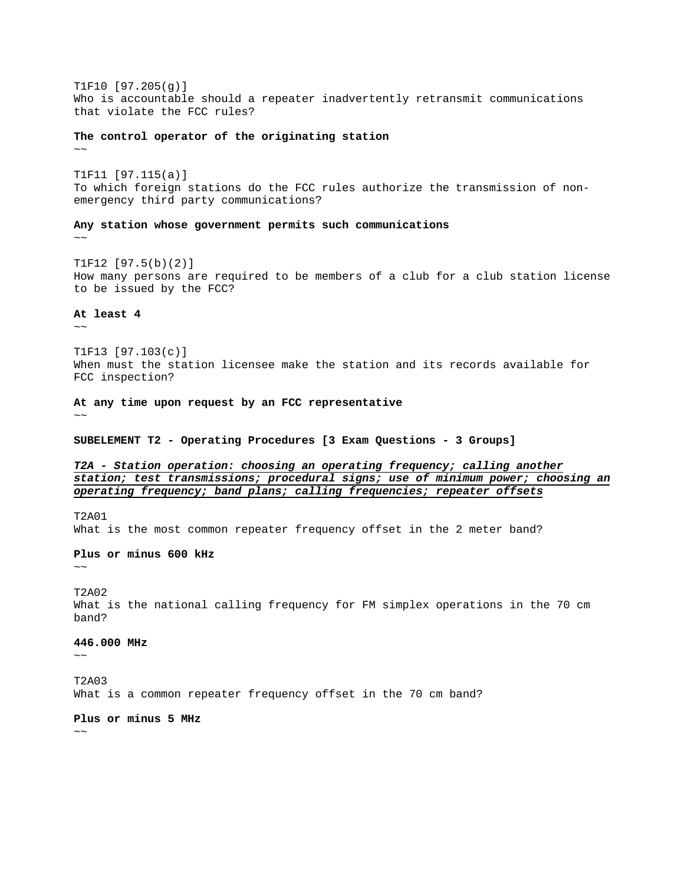T1F10 [97.205(g)]
Who is accountable should a repeater inadvertently retransmit communications that violate the FCC rules?

**The control operator of the originating station**
~~

T1F11 [97.115(a)]
To which foreign stations do the FCC rules authorize the transmission of non-emergency third party communications?

**Any station whose government permits such communications**
~~

T1F12 [97.5(b)(2)]
How many persons are required to be members of a club for a club station license to be issued by the FCC?

**At least 4**
~~

T1F13 [97.103(c)]
When must the station licensee make the station and its records available for FCC inspection?

**At any time upon request by an FCC representative**
~~

**SUBELEMENT T2 - Operating Procedures [3 Exam Questions - 3 Groups]**

***T2A - Station operation: choosing an operating frequency; calling another station; test transmissions; procedural signs; use of minimum power; choosing an operating frequency; band plans; calling frequencies; repeater offsets***

T2A01
What is the most common repeater frequency offset in the 2 meter band?

**Plus or minus 600 kHz**
~~

T2A02
What is the national calling frequency for FM simplex operations in the 70 cm band?

**446.000 MHz**
~~

T2A03
What is a common repeater frequency offset in the 70 cm band?

**Plus or minus 5 MHz**
~~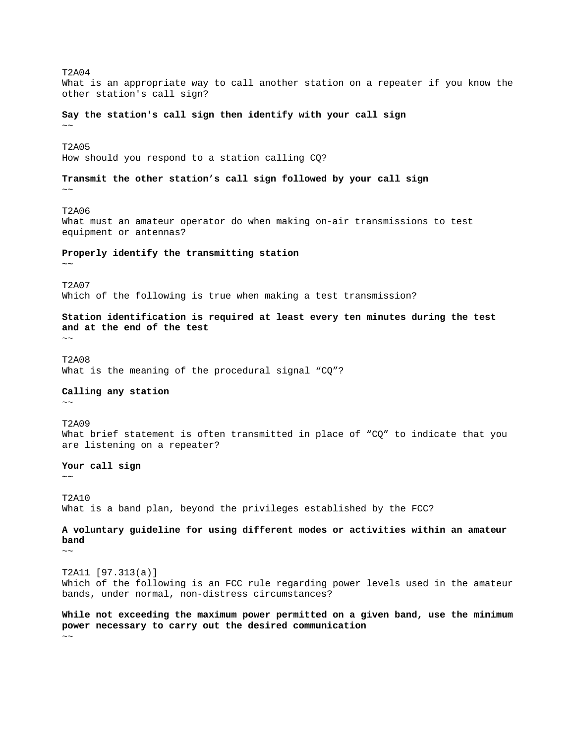T2A04
What is an appropriate way to call another station on a repeater if you know the other station's call sign?

**Say the station's call sign then identify with your call sign**
~~

T2A05
How should you respond to a station calling CQ?

**Transmit the other station’s call sign followed by your call sign**
~~

T2A06
What must an amateur operator do when making on-air transmissions to test equipment or antennas?

**Properly identify the transmitting station**
~~

T2A07
Which of the following is true when making a test transmission?

**Station identification is required at least every ten minutes during the test and at the end of the test**
~~

T2A08
What is the meaning of the procedural signal “CQ”?

**Calling any station**
~~

T2A09
What brief statement is often transmitted in place of “CQ” to indicate that you are listening on a repeater?

**Your call sign**
~~

T2A10
What is a band plan, beyond the privileges established by the FCC?

**A voluntary guideline for using different modes or activities within an amateur band**
~~

T2A11 [97.313(a)]
Which of the following is an FCC rule regarding power levels used in the amateur bands, under normal, non-distress circumstances?

**While not exceeding the maximum power permitted on a given band, use the minimum power necessary to carry out the desired communication**
~~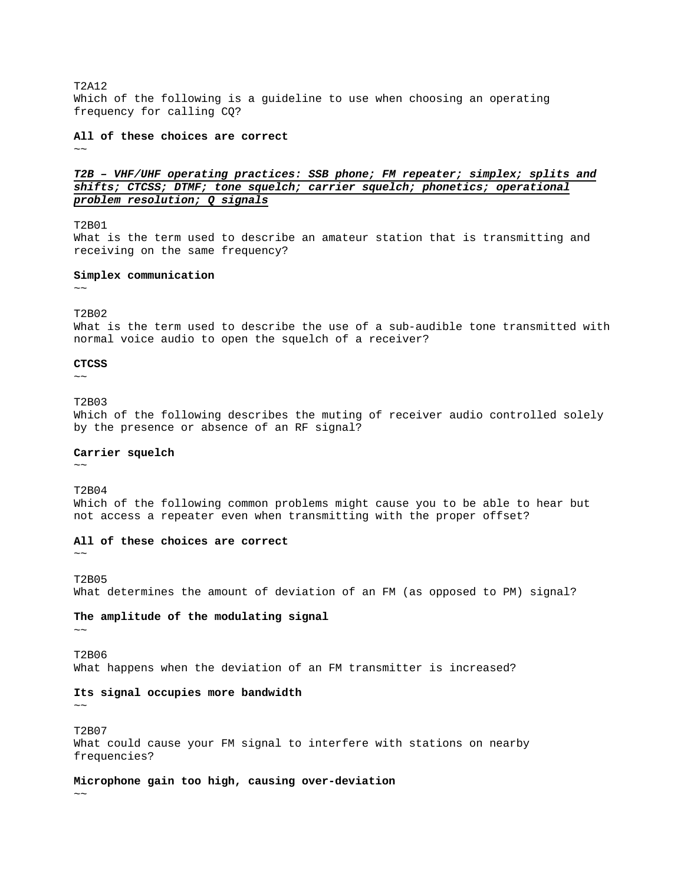T2A12
Which of the following is a guideline to use when choosing an operating frequency for calling CQ?

**All of these choices are correct**
~~

***T2B – VHF/UHF operating practices: SSB phone; FM repeater; simplex; splits and shifts; CTCSS; DTMF; tone squelch; carrier squelch; phonetics; operational problem resolution; Q signals***

T2B01
What is the term used to describe an amateur station that is transmitting and receiving on the same frequency?

**Simplex communication**
~~

T2B02
What is the term used to describe the use of a sub-audible tone transmitted with normal voice audio to open the squelch of a receiver?

**CTCSS**
~~

T2B03
Which of the following describes the muting of receiver audio controlled solely by the presence or absence of an RF signal?

**Carrier squelch**
~~

T2B04
Which of the following common problems might cause you to be able to hear but not access a repeater even when transmitting with the proper offset?

**All of these choices are correct**
~~

T2B05
What determines the amount of deviation of an FM (as opposed to PM) signal?

**The amplitude of the modulating signal**
~~

T2B06
What happens when the deviation of an FM transmitter is increased?

**Its signal occupies more bandwidth**
~~

T2B07
What could cause your FM signal to interfere with stations on nearby frequencies?

**Microphone gain too high, causing over-deviation**
~~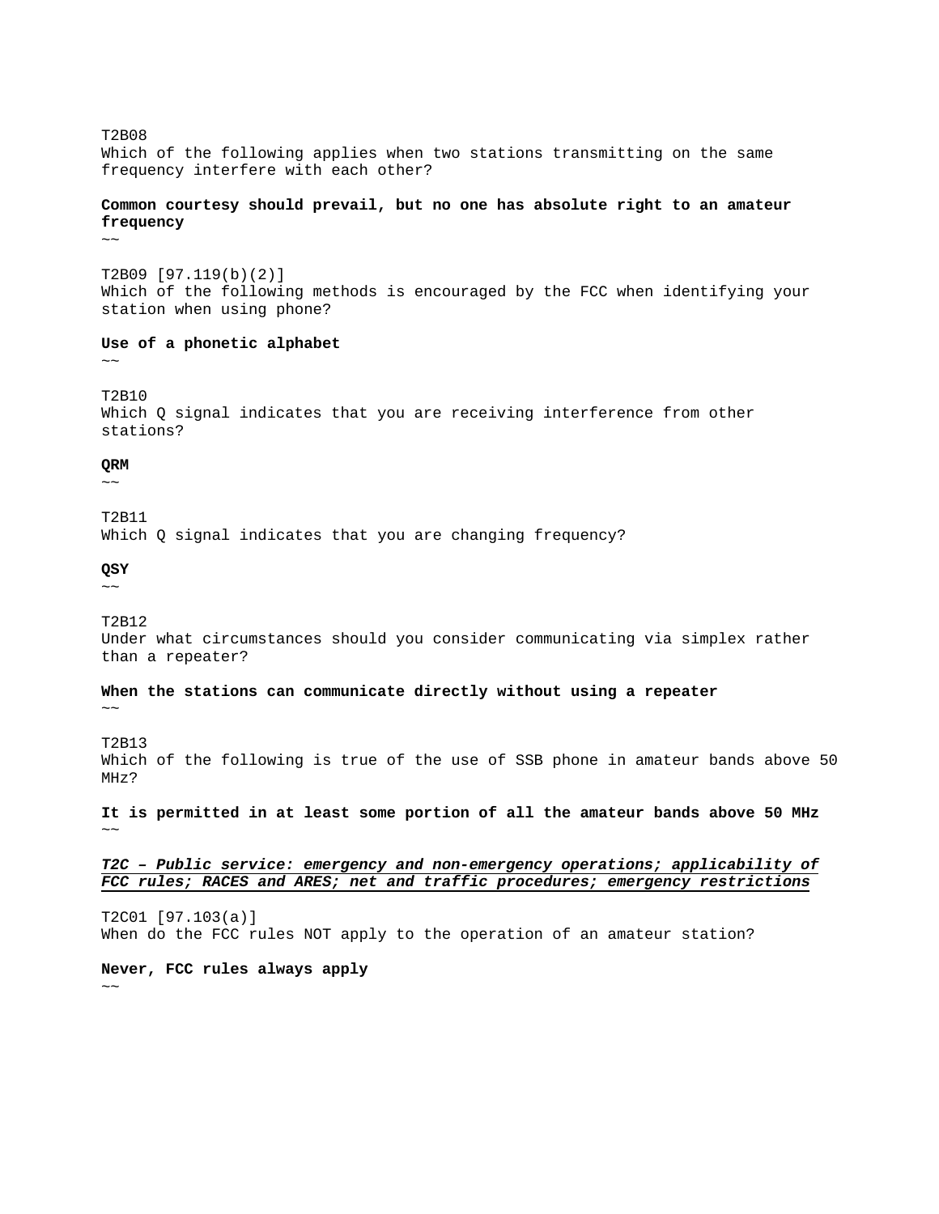T2B08
Which of the following applies when two stations transmitting on the same frequency interfere with each other?

**Common courtesy should prevail, but no one has absolute right to an amateur frequency**
~~

T2B09 [97.119(b)(2)]
Which of the following methods is encouraged by the FCC when identifying your station when using phone?

**Use of a phonetic alphabet**
~~

T2B10
Which Q signal indicates that you are receiving interference from other stations?

**QRM**
~~

T2B11
Which Q signal indicates that you are changing frequency?

**QSY**
~~

T2B12
Under what circumstances should you consider communicating via simplex rather than a repeater?

**When the stations can communicate directly without using a repeater**
~~

T2B13
Which of the following is true of the use of SSB phone in amateur bands above 50 MHz?

**It is permitted in at least some portion of all the amateur bands above 50 MHz**
~~

***<u>T2C – Public service: emergency and non-emergency operations; applicability of FCC rules; RACES and ARES; net and traffic procedures; emergency restrictions</u>***

T2C01 [97.103(a)]
When do the FCC rules NOT apply to the operation of an amateur station?

**Never, FCC rules always apply**
~~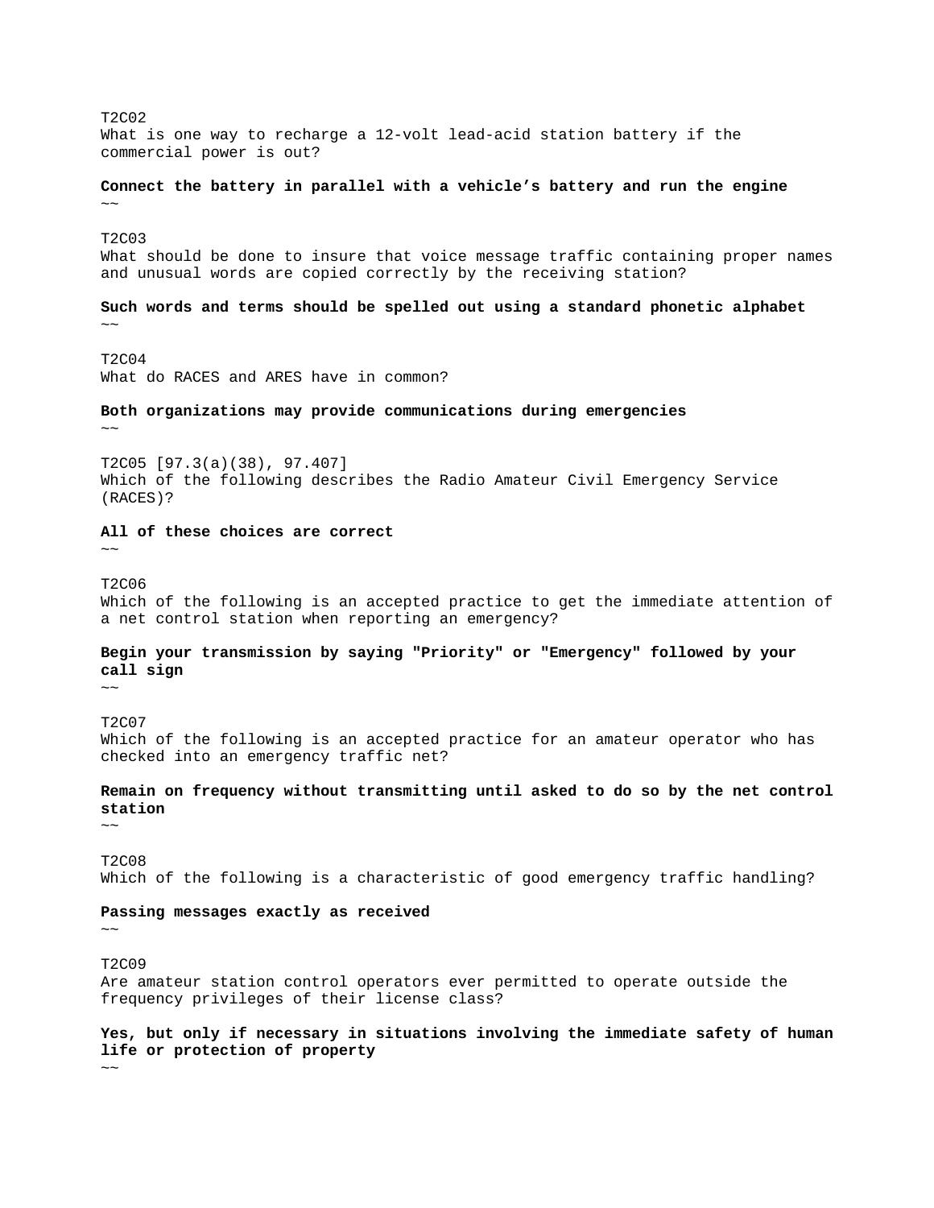T2C02
What is one way to recharge a 12-volt lead-acid station battery if the commercial power is out?

**Connect the battery in parallel with a vehicle’s battery and run the engine**
~~

T2C03
What should be done to insure that voice message traffic containing proper names and unusual words are copied correctly by the receiving station?

**Such words and terms should be spelled out using a standard phonetic alphabet**
~~

T2C04
What do RACES and ARES have in common?

**Both organizations may provide communications during emergencies**
~~

T2C05 [97.3(a)(38), 97.407]
Which of the following describes the Radio Amateur Civil Emergency Service (RACES)?

**All of these choices are correct**
~~

T2C06
Which of the following is an accepted practice to get the immediate attention of a net control station when reporting an emergency?

**Begin your transmission by saying "Priority" or "Emergency" followed by your call sign**
~~

T2C07
Which of the following is an accepted practice for an amateur operator who has checked into an emergency traffic net?

**Remain on frequency without transmitting until asked to do so by the net control station**
~~

T2C08
Which of the following is a characteristic of good emergency traffic handling?

**Passing messages exactly as received**
~~

T2C09
Are amateur station control operators ever permitted to operate outside the frequency privileges of their license class?

**Yes, but only if necessary in situations involving the immediate safety of human life or protection of property**
~~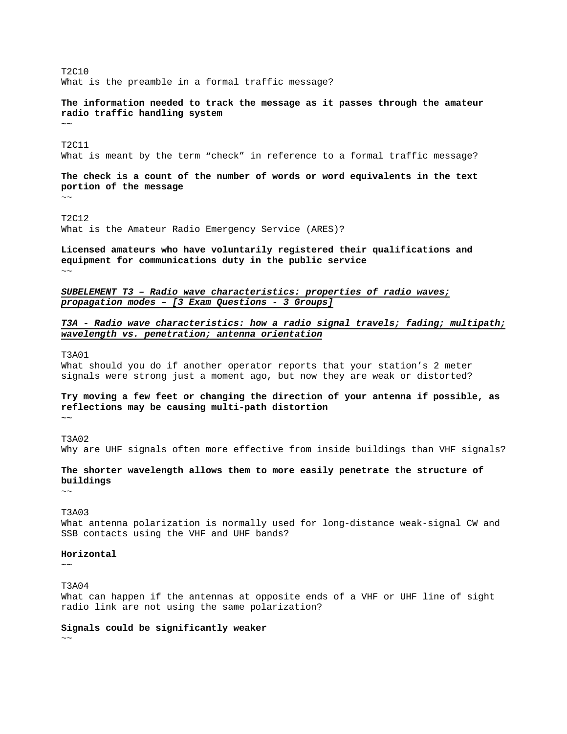T2C10
What is the preamble in a formal traffic message?

**The information needed to track the message as it passes through the amateur radio traffic handling system**
~~

T2C11
What is meant by the term “check” in reference to a formal traffic message?

**The check is a count of the number of words or word equivalents in the text portion of the message**
~~

T2C12
What is the Amateur Radio Emergency Service (ARES)?

**Licensed amateurs who have voluntarily registered their qualifications and equipment for communications duty in the public service**
~~

***SUBELEMENT T3 – Radio wave characteristics: properties of radio waves; propagation modes – [3 Exam Questions - 3 Groups]***

***T3A - Radio wave characteristics: how a radio signal travels; fading; multipath; wavelength vs. penetration; antenna orientation***

T3A01
What should you do if another operator reports that your station’s 2 meter signals were strong just a moment ago, but now they are weak or distorted?

**Try moving a few feet or changing the direction of your antenna if possible, as reflections may be causing multi-path distortion**
~~

T3A02
Why are UHF signals often more effective from inside buildings than VHF signals?

**The shorter wavelength allows them to more easily penetrate the structure of buildings**
~~

T3A03
What antenna polarization is normally used for long-distance weak-signal CW and SSB contacts using the VHF and UHF bands?

**Horizontal**
~~

T3A04
What can happen if the antennas at opposite ends of a VHF or UHF line of sight radio link are not using the same polarization?

**Signals could be significantly weaker**
~~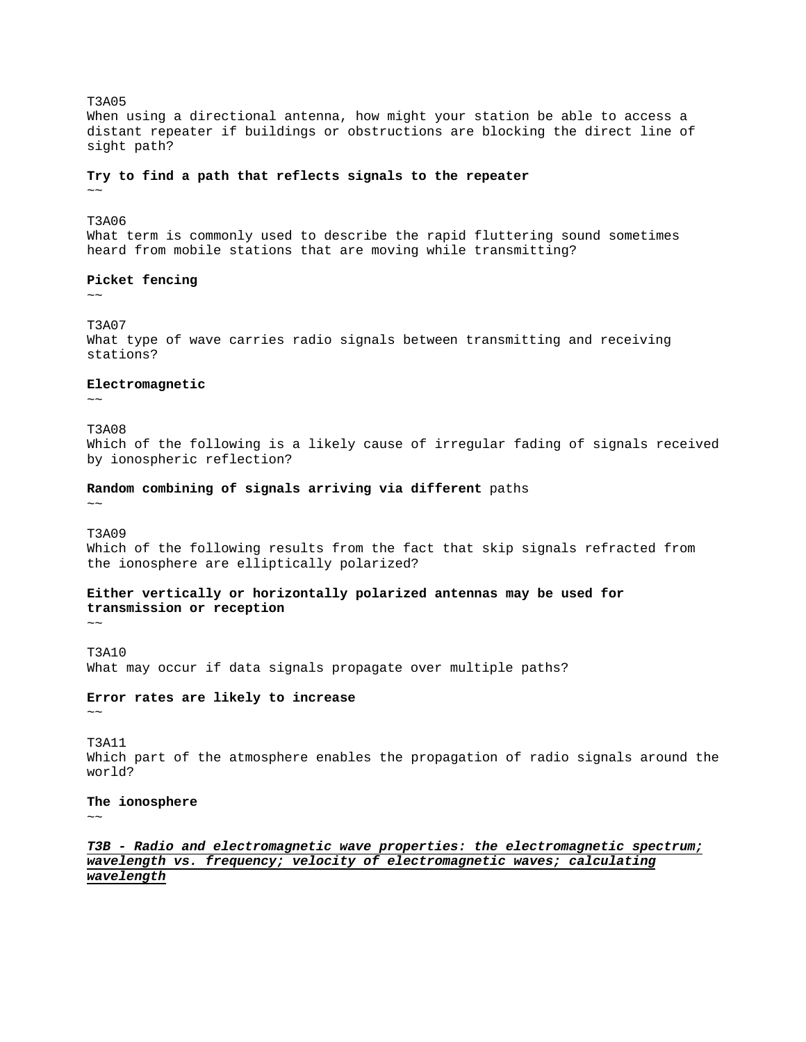T3A05
When using a directional antenna, how might your station be able to access a distant repeater if buildings or obstructions are blocking the direct line of sight path?

**Try to find a path that reflects signals to the repeater**
~~

T3A06
What term is commonly used to describe the rapid fluttering sound sometimes heard from mobile stations that are moving while transmitting?

**Picket fencing**
~~

T3A07
What type of wave carries radio signals between transmitting and receiving stations?

**Electromagnetic**
~~

T3A08
Which of the following is a likely cause of irregular fading of signals received by ionospheric reflection?

**Random combining of signals arriving via different** paths
~~

T3A09
Which of the following results from the fact that skip signals refracted from the ionosphere are elliptically polarized?

**Either vertically or horizontally polarized antennas may be used for transmission or reception**
~~

T3A10
What may occur if data signals propagate over multiple paths?

**Error rates are likely to increase**
~~

T3A11
Which part of the atmosphere enables the propagation of radio signals around the world?

**The ionosphere**
~~

***T3B - Radio and electromagnetic wave properties: the electromagnetic spectrum; wavelength vs. frequency; velocity of electromagnetic waves; calculating wavelength***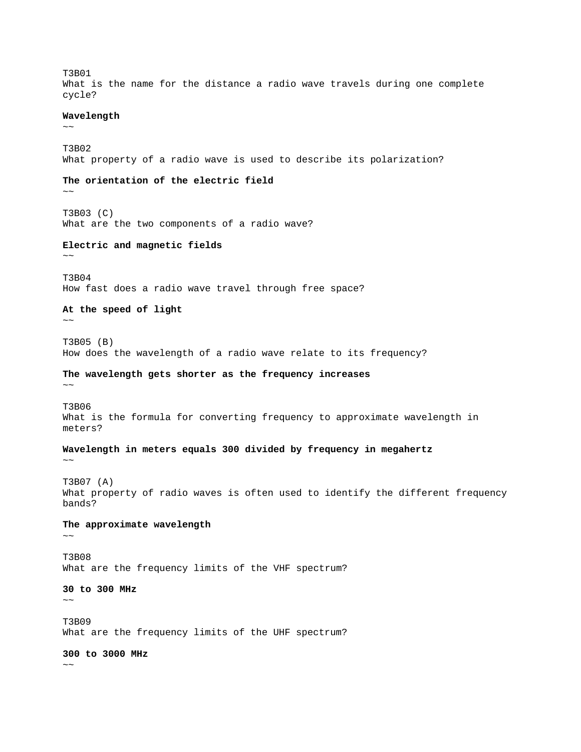T3B01
What is the name for the distance a radio wave travels during one complete cycle?

**Wavelength**
~~

T3B02
What property of a radio wave is used to describe its polarization?

**The orientation of the electric field**
~~

T3B03 (C)
What are the two components of a radio wave?

**Electric and magnetic fields**
~~

T3B04
How fast does a radio wave travel through free space?

**At the speed of light**
~~

T3B05 (B)
How does the wavelength of a radio wave relate to its frequency?

**The wavelength gets shorter as the frequency increases**
~~

T3B06
What is the formula for converting frequency to approximate wavelength in meters?

**Wavelength in meters equals 300 divided by frequency in megahertz**
~~

T3B07 (A)
What property of radio waves is often used to identify the different frequency bands?

**The approximate wavelength**
~~

T3B08
What are the frequency limits of the VHF spectrum?

**30 to 300 MHz**
~~

T3B09
What are the frequency limits of the UHF spectrum?

**300 to 3000 MHz**
~~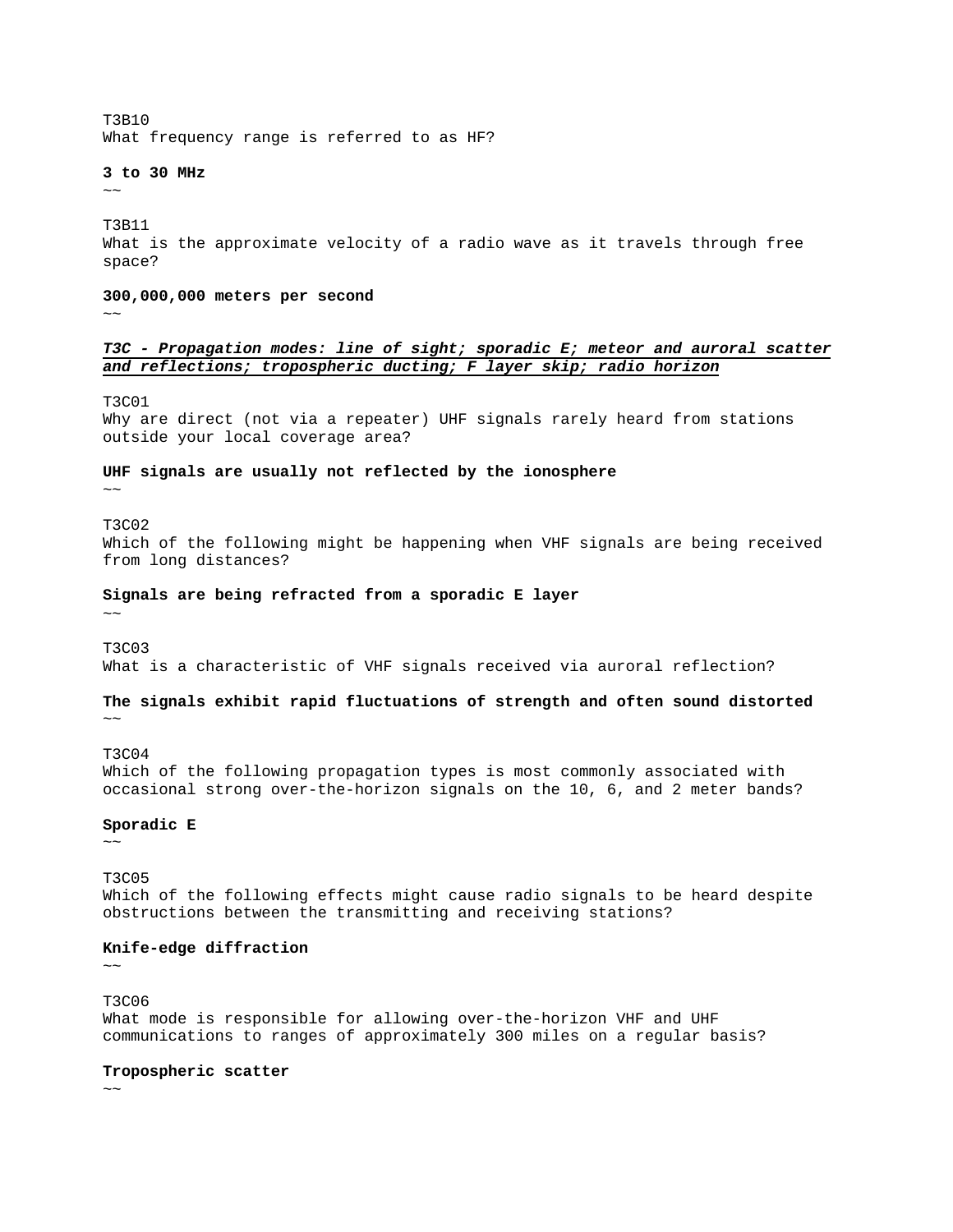T3B10
What frequency range is referred to as HF?

**3 to 30 MHz**
~~

T3B11
What is the approximate velocity of a radio wave as it travels through free space?

**300,000,000 meters per second**
~~

***T3C - Propagation modes: line of sight; sporadic E; meteor and auroral scatter and reflections; tropospheric ducting; F layer skip; radio horizon***

T3C01
Why are direct (not via a repeater) UHF signals rarely heard from stations outside your local coverage area?

**UHF signals are usually not reflected by the ionosphere**
~~

T3C02
Which of the following might be happening when VHF signals are being received from long distances?

**Signals are being refracted from a sporadic E layer**
~~

T3C03
What is a characteristic of VHF signals received via auroral reflection?

**The signals exhibit rapid fluctuations of strength and often sound distorted**
~~

T3C04
Which of the following propagation types is most commonly associated with occasional strong over-the-horizon signals on the 10, 6, and 2 meter bands?

**Sporadic E**
~~

T3C05
Which of the following effects might cause radio signals to be heard despite obstructions between the transmitting and receiving stations?

**Knife-edge diffraction**
~~

T3C06
What mode is responsible for allowing over-the-horizon VHF and UHF communications to ranges of approximately 300 miles on a regular basis?

**Tropospheric scatter**
~~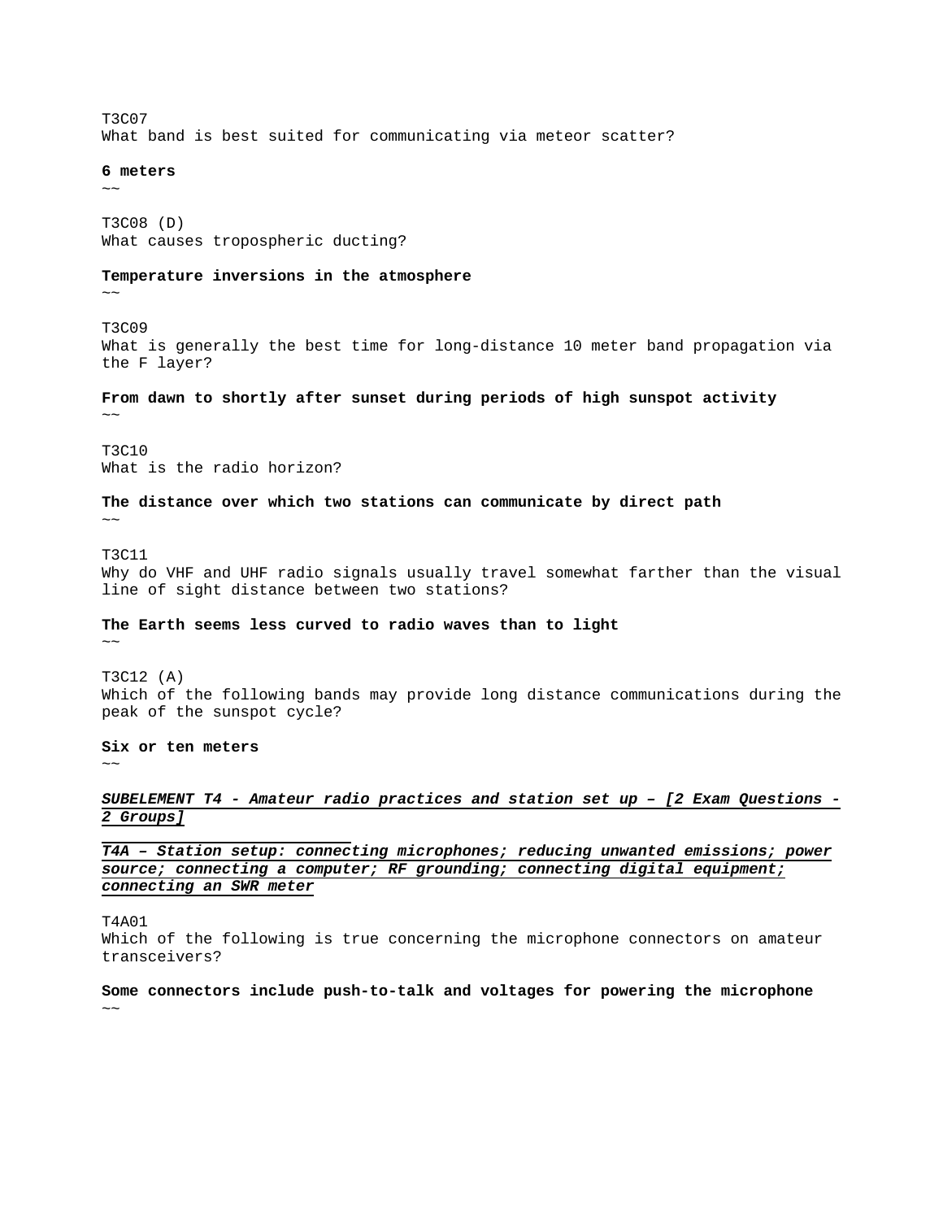T3C07
What band is best suited for communicating via meteor scatter?

**6 meters**
~~

T3C08 (D)
What causes tropospheric ducting?

**Temperature inversions in the atmosphere**
~~

T3C09
What is generally the best time for long-distance 10 meter band propagation via the F layer?

**From dawn to shortly after sunset during periods of high sunspot activity**
~~

T3C10
What is the radio horizon?

**The distance over which two stations can communicate by direct path**
~~

T3C11
Why do VHF and UHF radio signals usually travel somewhat farther than the visual line of sight distance between two stations?

**The Earth seems less curved to radio waves than to light**
~~

T3C12 (A)
Which of the following bands may provide long distance communications during the peak of the sunspot cycle?

**Six or ten meters**
~~

***SUBELEMENT T4 - Amateur radio practices and station set up – [2 Exam Questions - 2 Groups]***

***T4A – Station setup: connecting microphones; reducing unwanted emissions; power source; connecting a computer; RF grounding; connecting digital equipment; connecting an SWR meter***

T4A01
Which of the following is true concerning the microphone connectors on amateur transceivers?

**Some connectors include push-to-talk and voltages for powering the microphone**
~~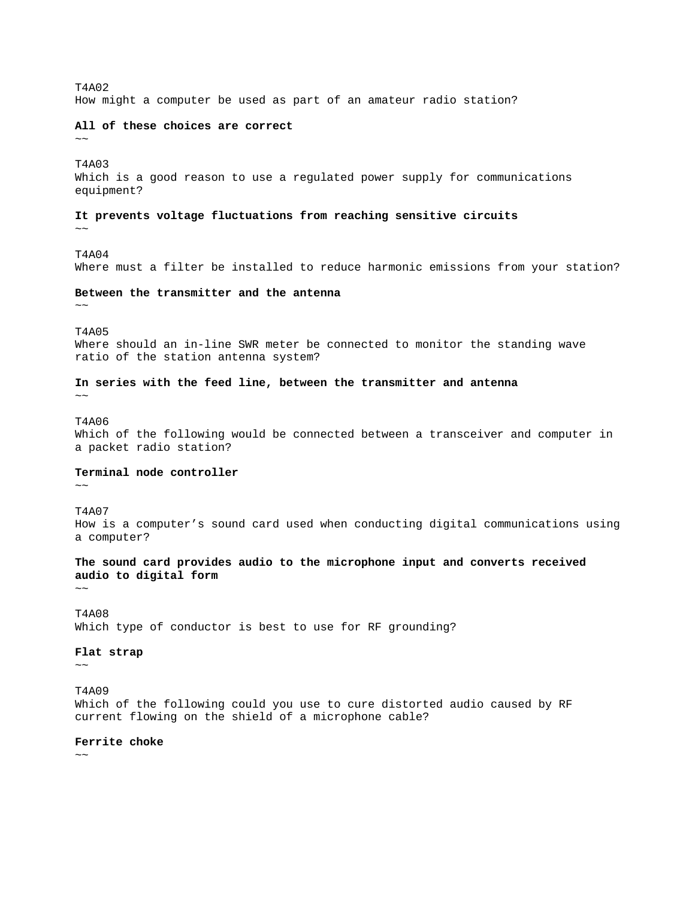T4A02
How might a computer be used as part of an amateur radio station?

**All of these choices are correct**
~~

T4A03
Which is a good reason to use a regulated power supply for communications equipment?

**It prevents voltage fluctuations from reaching sensitive circuits**
~~

T4A04
Where must a filter be installed to reduce harmonic emissions from your station?

**Between the transmitter and the antenna**
~~

T4A05
Where should an in-line SWR meter be connected to monitor the standing wave ratio of the station antenna system?

**In series with the feed line, between the transmitter and antenna**
~~

T4A06
Which of the following would be connected between a transceiver and computer in a packet radio station?

**Terminal node controller**
~~

T4A07
How is a computer's sound card used when conducting digital communications using a computer?

**The sound card provides audio to the microphone input and converts received audio to digital form**
~~

T4A08
Which type of conductor is best to use for RF grounding?

**Flat strap**
~~

T4A09
Which of the following could you use to cure distorted audio caused by RF current flowing on the shield of a microphone cable?

**Ferrite choke**
~~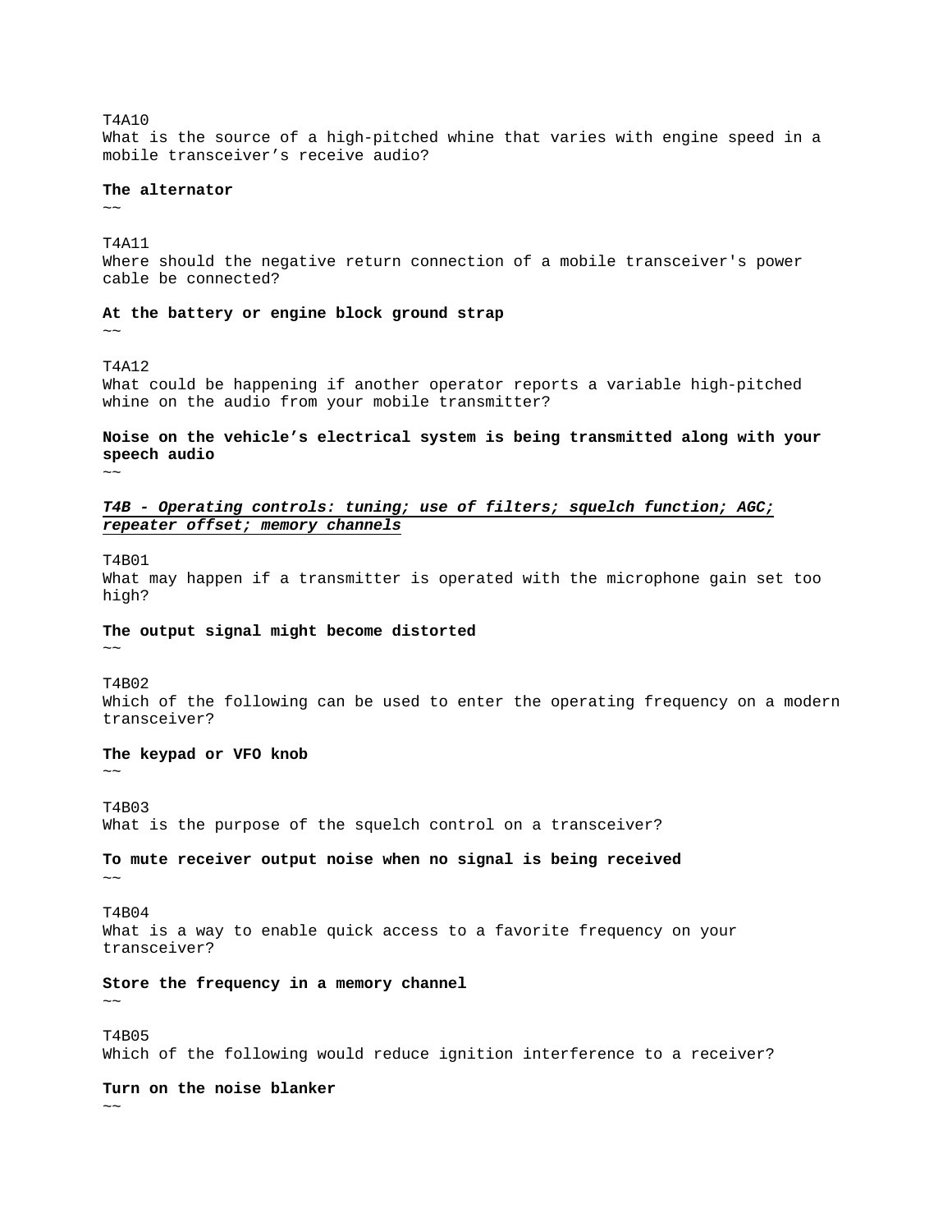T4A10
What is the source of a high-pitched whine that varies with engine speed in a mobile transceiver's receive audio?

**The alternator**
~~

T4A11
Where should the negative return connection of a mobile transceiver's power cable be connected?

**At the battery or engine block ground strap**
~~

T4A12
What could be happening if another operator reports a variable high-pitched whine on the audio from your mobile transmitter?

**Noise on the vehicle's electrical system is being transmitted along with your speech audio**
~~

***T4B - Operating controls: tuning; use of filters; squelch function; AGC; repeater offset; memory channels***

T4B01
What may happen if a transmitter is operated with the microphone gain set too high?

**The output signal might become distorted**
~~

T4B02
Which of the following can be used to enter the operating frequency on a modern transceiver?

**The keypad or VFO knob**
~~

T4B03
What is the purpose of the squelch control on a transceiver?

**To mute receiver output noise when no signal is being received**
~~

T4B04
What is a way to enable quick access to a favorite frequency on your transceiver?

**Store the frequency in a memory channel**
~~

T4B05
Which of the following would reduce ignition interference to a receiver?

**Turn on the noise blanker**
~~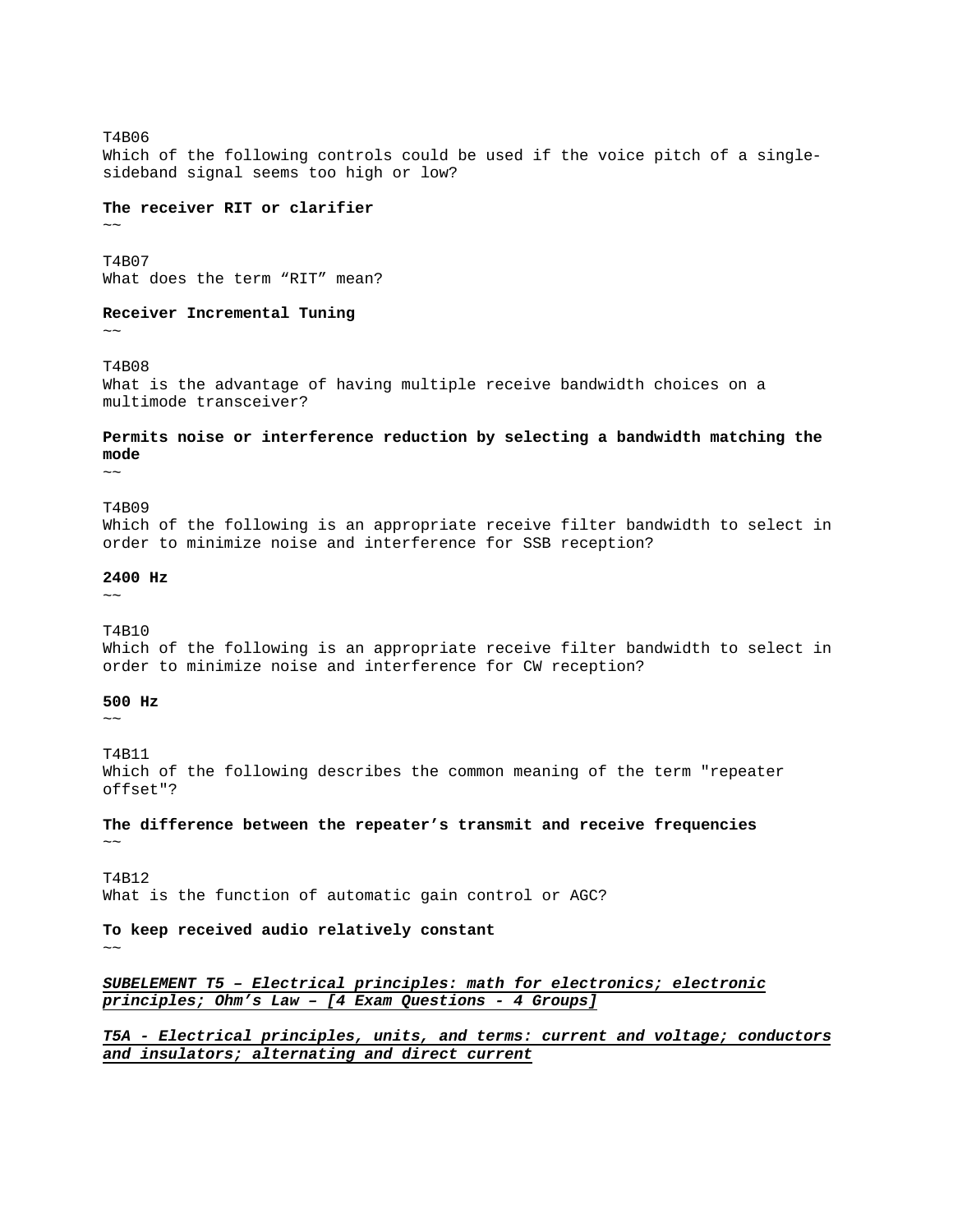T4B06
Which of the following controls could be used if the voice pitch of a single-sideband signal seems too high or low?

**The receiver RIT or clarifier**
~~

T4B07
What does the term “RIT” mean?

**Receiver Incremental Tuning**
~~

T4B08
What is the advantage of having multiple receive bandwidth choices on a multimode transceiver?

**Permits noise or interference reduction by selecting a bandwidth matching the mode**
~~

T4B09
Which of the following is an appropriate receive filter bandwidth to select in order to minimize noise and interference for SSB reception?

**2400 Hz**
~~

T4B10
Which of the following is an appropriate receive filter bandwidth to select in order to minimize noise and interference for CW reception?

**500 Hz**
~~

T4B11
Which of the following describes the common meaning of the term "repeater offset"?

**The difference between the repeater’s transmit and receive frequencies**
~~

T4B12
What is the function of automatic gain control or AGC?

**To keep received audio relatively constant**
~~

***SUBELEMENT T5 – Electrical principles: math for electronics; electronic principles; Ohm’s Law – [4 Exam Questions - 4 Groups]***

***T5A - Electrical principles, units, and terms: current and voltage; conductors and insulators; alternating and direct current***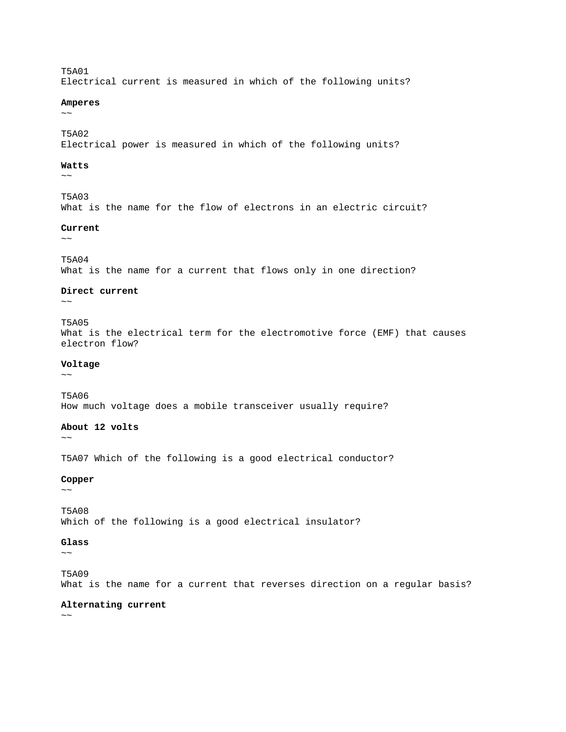T5A01
Electrical current is measured in which of the following units?

**Amperes**
~~

T5A02
Electrical power is measured in which of the following units?

**Watts**
~~

T5A03
What is the name for the flow of electrons in an electric circuit?

**Current**
~~

T5A04
What is the name for a current that flows only in one direction?

**Direct current**
~~

T5A05
What is the electrical term for the electromotive force (EMF) that causes electron flow?

**Voltage**
~~

T5A06
How much voltage does a mobile transceiver usually require?

**About 12 volts**
~~

T5A07 Which of the following is a good electrical conductor?

**Copper**
~~

T5A08
Which of the following is a good electrical insulator?

**Glass**
~~

T5A09
What is the name for a current that reverses direction on a regular basis?

**Alternating current**
~~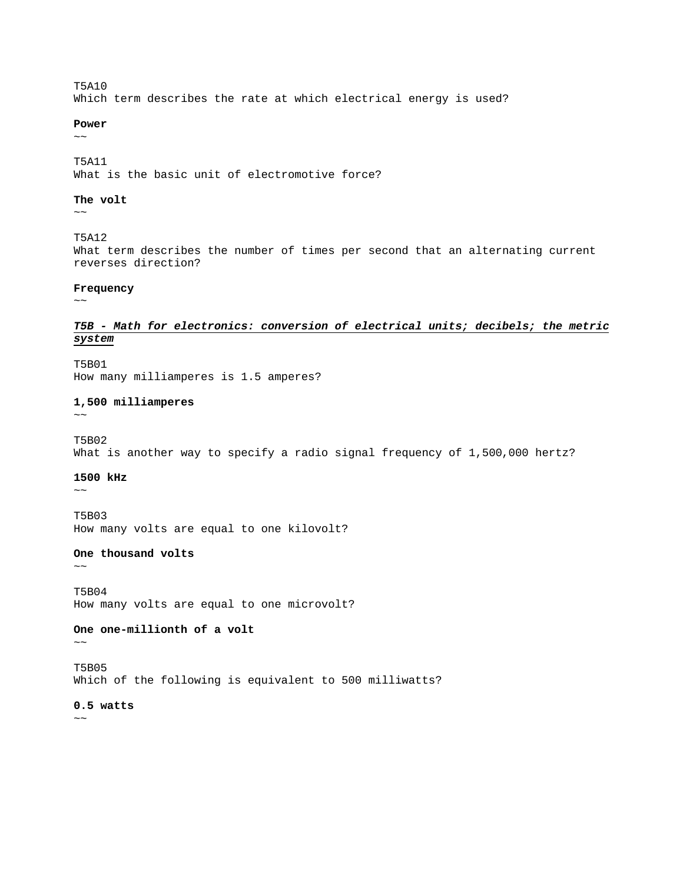T5A10
Which term describes the rate at which electrical energy is used?

**Power**
~~

T5A11
What is the basic unit of electromotive force?

**The volt**
~~

T5A12
What term describes the number of times per second that an alternating current reverses direction?

**Frequency**
~~

***T5B - Math for electronics: conversion of electrical units; decibels; the metric system***

T5B01
How many milliamperes is 1.5 amperes?

**1,500 milliamperes**
~~

T5B02
What is another way to specify a radio signal frequency of 1,500,000 hertz?

**1500 kHz**
~~

T5B03
How many volts are equal to one kilovolt?

**One thousand volts**
~~

T5B04
How many volts are equal to one microvolt?

**One one-millionth of a volt**
~~

T5B05
Which of the following is equivalent to 500 milliwatts?

**0.5 watts**
~~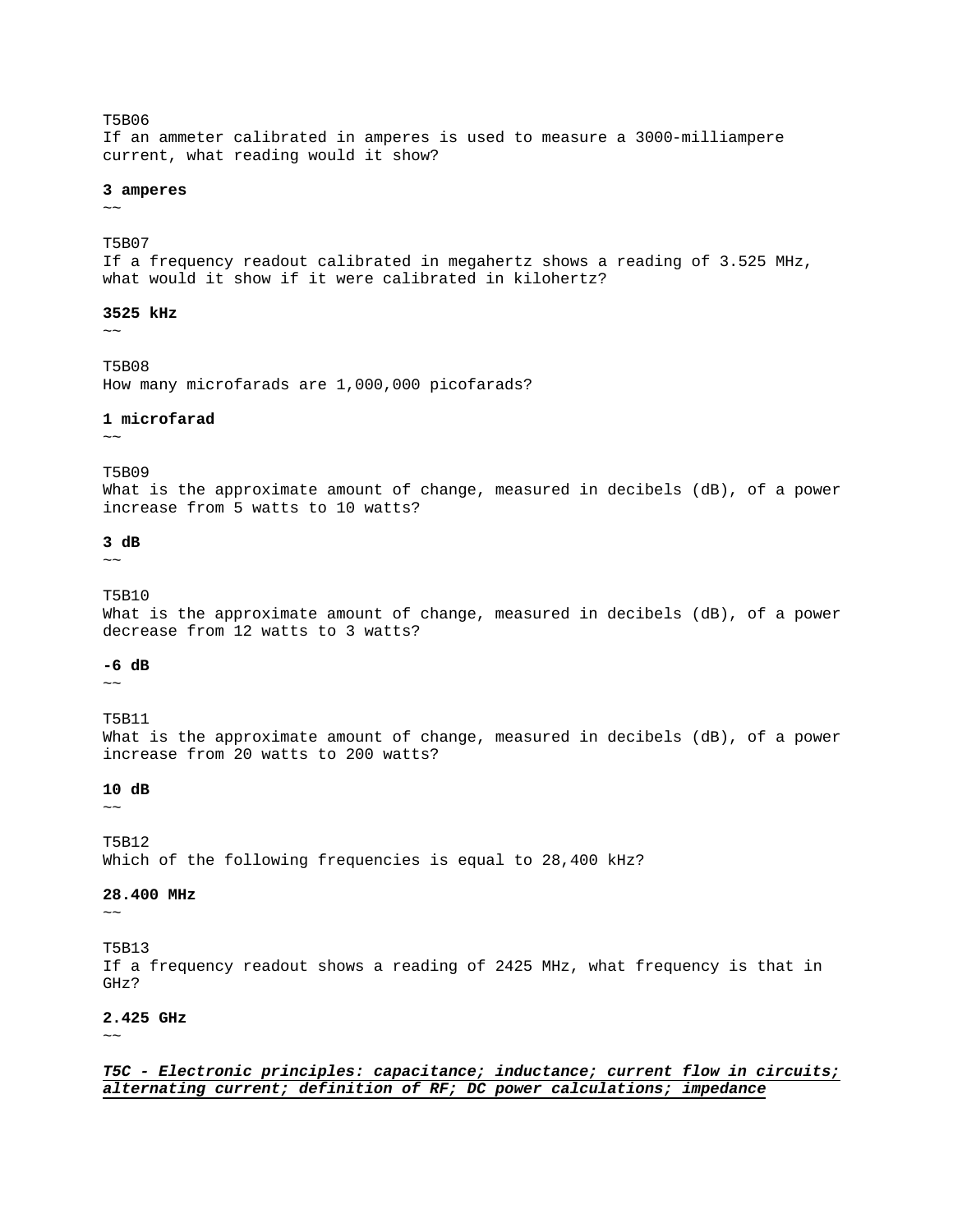T5B06
If an ammeter calibrated in amperes is used to measure a 3000-milliampere current, what reading would it show?

**3 amperes**
~~

T5B07
If a frequency readout calibrated in megahertz shows a reading of 3.525 MHz, what would it show if it were calibrated in kilohertz?

**3525 kHz**
~~

T5B08
How many microfarads are 1,000,000 picofarads?

**1 microfarad**
~~

T5B09
What is the approximate amount of change, measured in decibels (dB), of a power increase from 5 watts to 10 watts?

**3 dB**
~~

T5B10
What is the approximate amount of change, measured in decibels (dB), of a power decrease from 12 watts to 3 watts?

**-6 dB**
~~

T5B11
What is the approximate amount of change, measured in decibels (dB), of a power increase from 20 watts to 200 watts?

**10 dB**
~~

T5B12
Which of the following frequencies is equal to 28,400 kHz?

**28.400 MHz**
~~

T5B13
If a frequency readout shows a reading of 2425 MHz, what frequency is that in GHz?

**2.425 GHz**
~~

***T5C - Electronic principles: capacitance; inductance; current flow in circuits; alternating current; definition of RF; DC power calculations; impedance***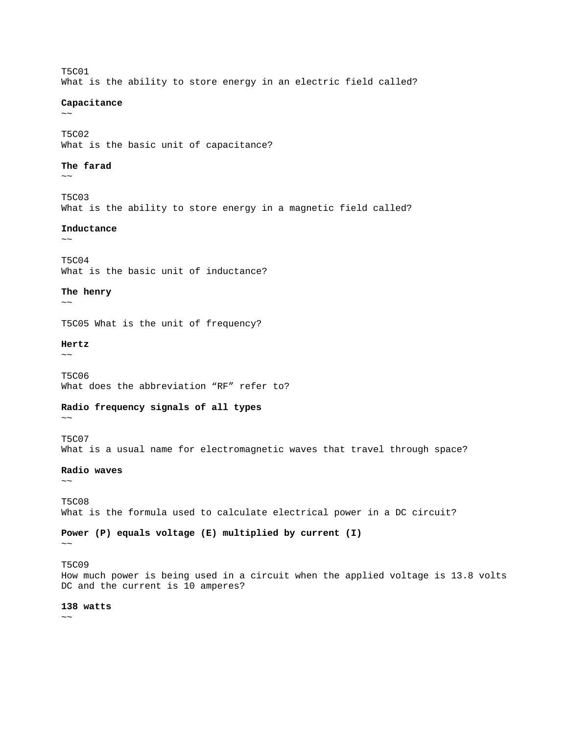T5C01
What is the ability to store energy in an electric field called?

**Capacitance**
~~

T5C02
What is the basic unit of capacitance?

**The farad**
~~

T5C03
What is the ability to store energy in a magnetic field called?

**Inductance**
~~

T5C04
What is the basic unit of inductance?

**The henry**
~~

T5C05 What is the unit of frequency?

**Hertz**
~~

T5C06
What does the abbreviation “RF” refer to?

**Radio frequency signals of all types**
~~

T5C07
What is a usual name for electromagnetic waves that travel through space?

**Radio waves**
~~

T5C08
What is the formula used to calculate electrical power in a DC circuit?

**Power (P) equals voltage (E) multiplied by current (I)**
~~

T5C09
How much power is being used in a circuit when the applied voltage is 13.8 volts DC and the current is 10 amperes?

**138 watts**
~~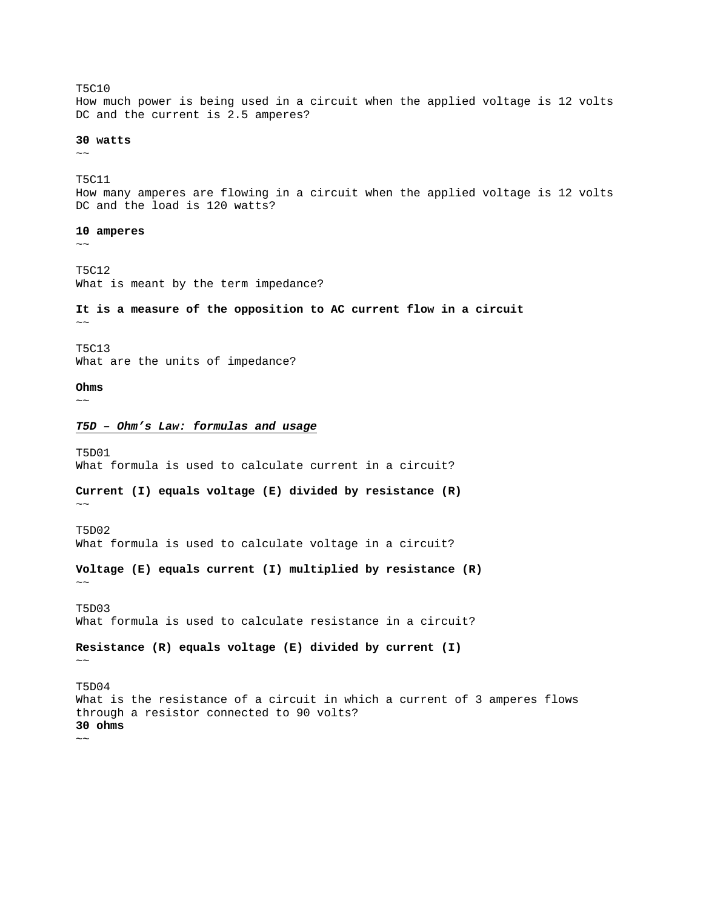T5C10
How much power is being used in a circuit when the applied voltage is 12 volts DC and the current is 2.5 amperes?

**30 watts**
~~

T5C11
How many amperes are flowing in a circuit when the applied voltage is 12 volts DC and the load is 120 watts?

**10 amperes**
~~

T5C12
What is meant by the term impedance?

**It is a measure of the opposition to AC current flow in a circuit**
~~

T5C13
What are the units of impedance?

**Ohms**
~~

***<u>T5D – Ohm's Law: formulas and usage</u>***

T5D01
What formula is used to calculate current in a circuit?

**Current (I) equals voltage (E) divided by resistance (R)**
~~

T5D02
What formula is used to calculate voltage in a circuit?

**Voltage (E) equals current (I) multiplied by resistance (R)**
~~

T5D03
What formula is used to calculate resistance in a circuit?

**Resistance (R) equals voltage (E) divided by current (I)**
~~

T5D04
What is the resistance of a circuit in which a current of 3 amperes flows through a resistor connected to 90 volts?
**30 ohms**
~~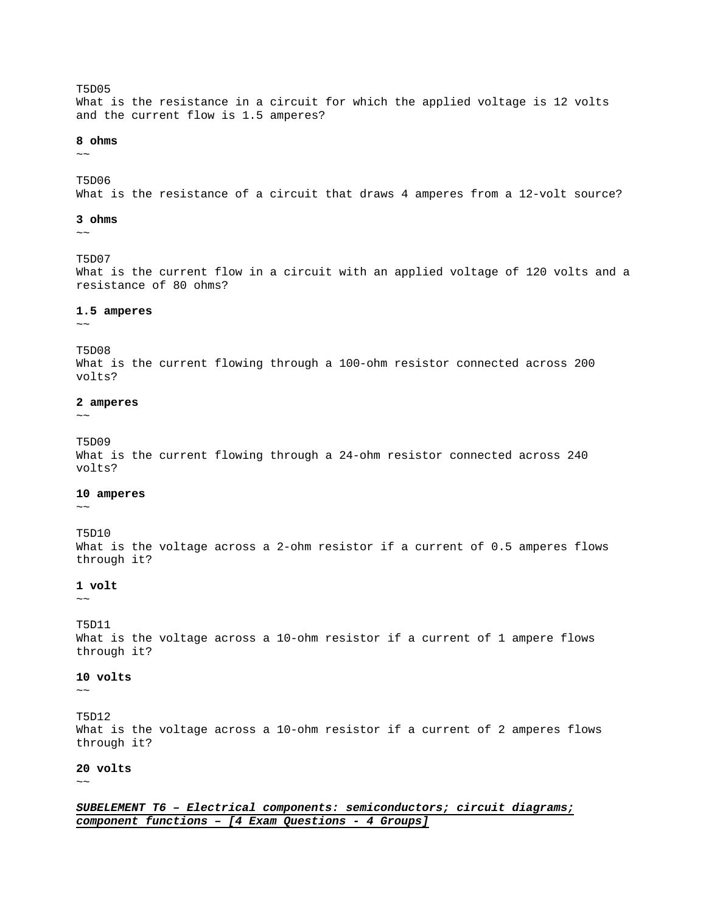T5D05
What is the resistance in a circuit for which the applied voltage is 12 volts and the current flow is 1.5 amperes?

**8 ohms**
~~

T5D06
What is the resistance of a circuit that draws 4 amperes from a 12-volt source?

**3 ohms**
~~

T5D07
What is the current flow in a circuit with an applied voltage of 120 volts and a resistance of 80 ohms?

**1.5 amperes**
~~

T5D08
What is the current flowing through a 100-ohm resistor connected across 200 volts?

**2 amperes**
~~

T5D09
What is the current flowing through a 24-ohm resistor connected across 240 volts?

**10 amperes**
~~

T5D10
What is the voltage across a 2-ohm resistor if a current of 0.5 amperes flows through it?

**1 volt**
~~

T5D11
What is the voltage across a 10-ohm resistor if a current of 1 ampere flows through it?

**10 volts**
~~

T5D12
What is the voltage across a 10-ohm resistor if a current of 2 amperes flows through it?

**20 volts**
~~

***SUBELEMENT T6 – Electrical components: semiconductors; circuit diagrams; component functions – [4 Exam Questions - 4 Groups]***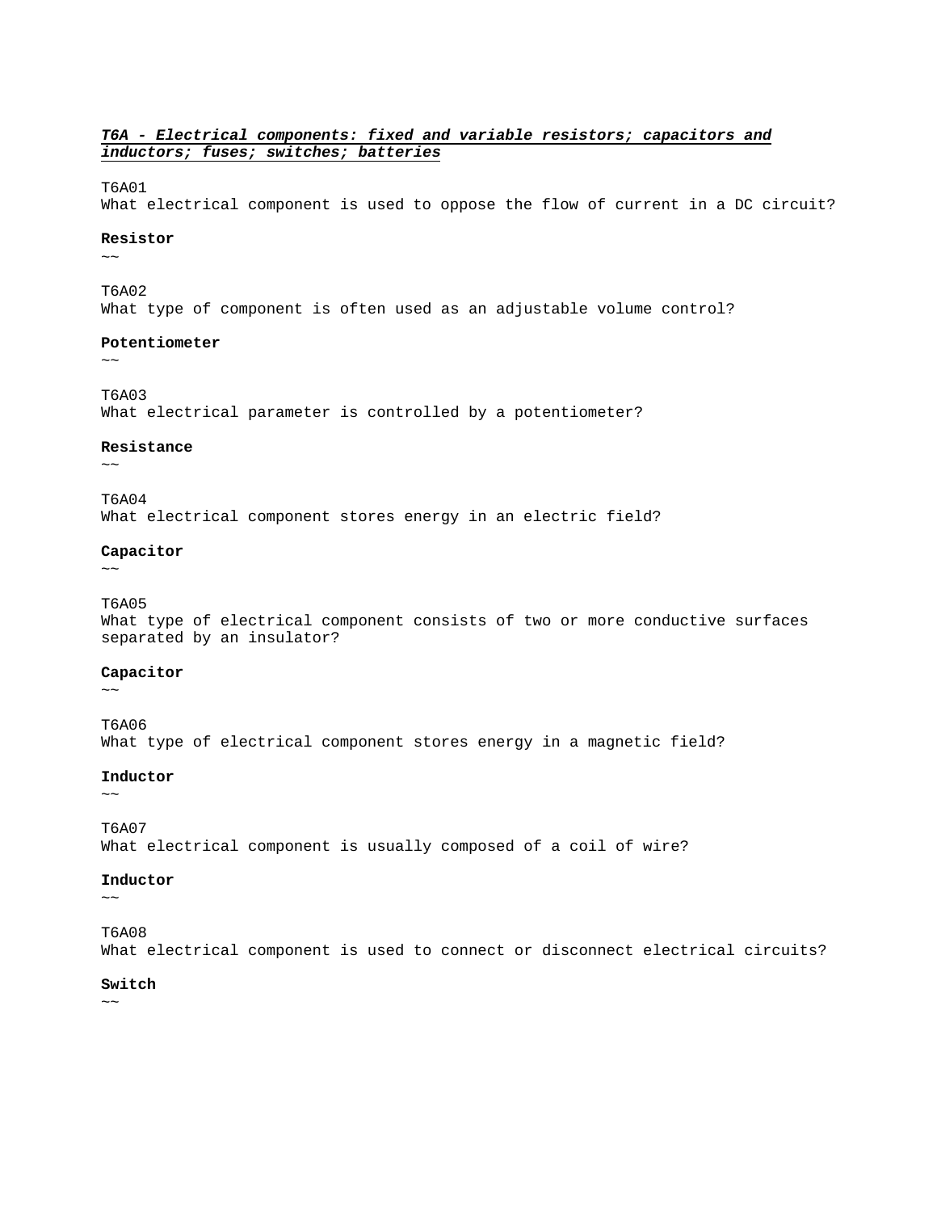***T6A - Electrical components: fixed and variable resistors; capacitors and inductors; fuses; switches; batteries***

T6A01
What electrical component is used to oppose the flow of current in a DC circuit?

**Resistor**
~~

T6A02
What type of component is often used as an adjustable volume control?

**Potentiometer**
~~

T6A03
What electrical parameter is controlled by a potentiometer?

**Resistance**
~~

T6A04
What electrical component stores energy in an electric field?

**Capacitor**
~~

T6A05
What type of electrical component consists of two or more conductive surfaces separated by an insulator?

**Capacitor**
~~

T6A06
What type of electrical component stores energy in a magnetic field?

**Inductor**
~~

T6A07
What electrical component is usually composed of a coil of wire?

**Inductor**
~~

T6A08
What electrical component is used to connect or disconnect electrical circuits?

**Switch**
~~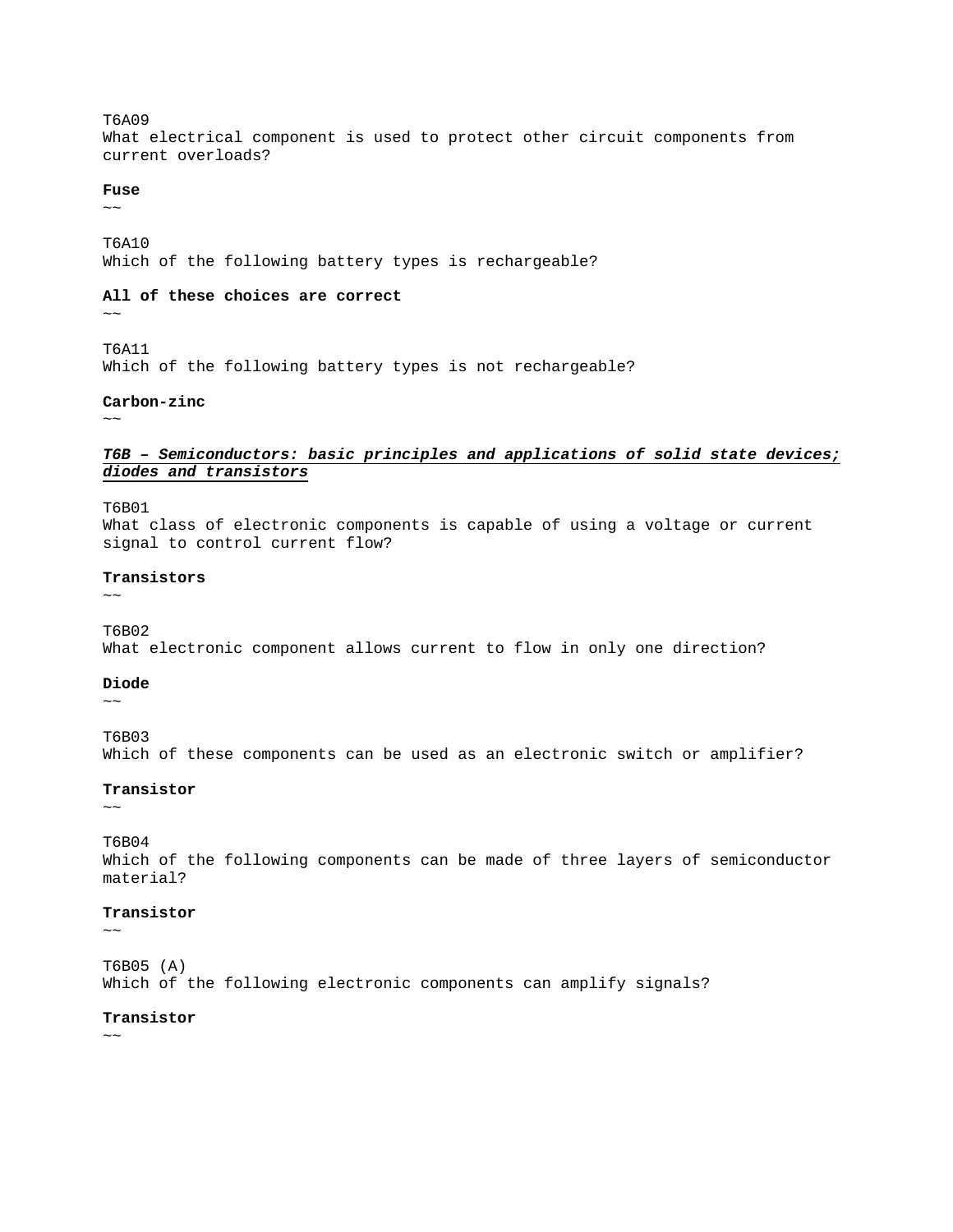T6A09
What electrical component is used to protect other circuit components from current overloads?

**Fuse**
~~

T6A10
Which of the following battery types is rechargeable?

**All of these choices are correct**
~~

T6A11
Which of the following battery types is not rechargeable?

**Carbon-zinc**
~~

***T6B – Semiconductors: basic principles and applications of solid state devices; diodes and transistors***

T6B01
What class of electronic components is capable of using a voltage or current signal to control current flow?

**Transistors**
~~

T6B02
What electronic component allows current to flow in only one direction?

**Diode**
~~

T6B03
Which of these components can be used as an electronic switch or amplifier?

**Transistor**
~~

T6B04
Which of the following components can be made of three layers of semiconductor material?

**Transistor**
~~

T6B05 (A)
Which of the following electronic components can amplify signals?

**Transistor**
~~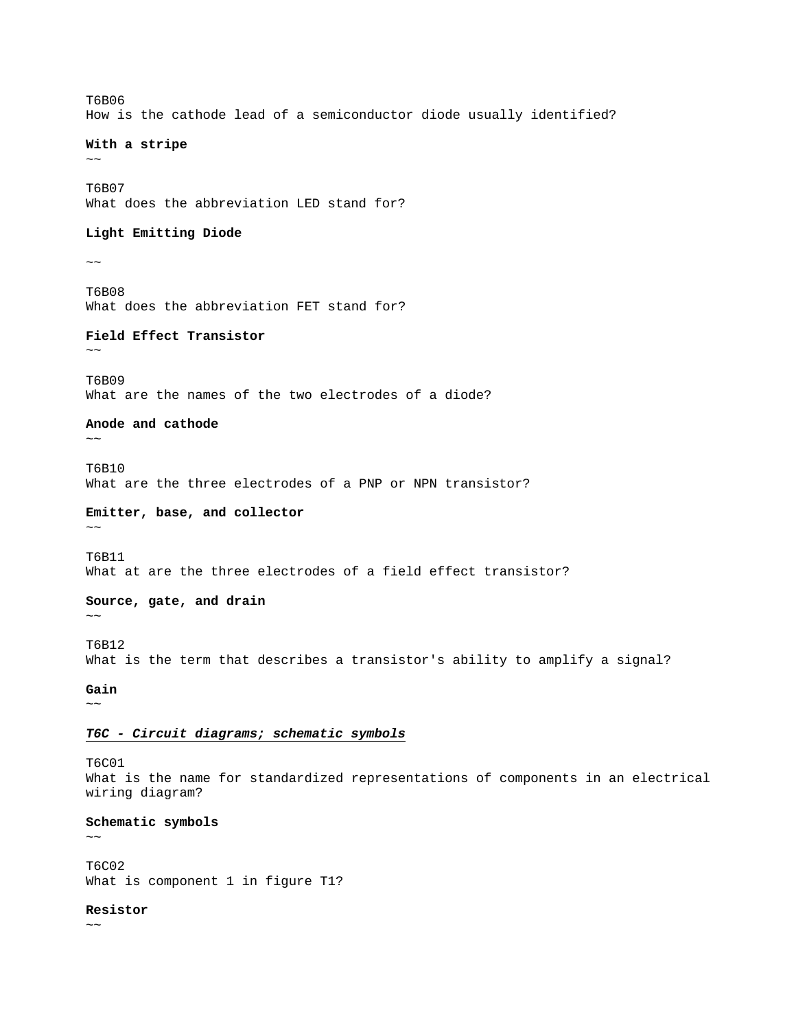T6B06
How is the cathode lead of a semiconductor diode usually identified?

**With a stripe**

~~

T6B07
What does the abbreviation LED stand for?

**Light Emitting Diode**

~~

T6B08
What does the abbreviation FET stand for?

**Field Effect Transistor**

~~

T6B09
What are the names of the two electrodes of a diode?

**Anode and cathode**

~~

T6B10
What are the three electrodes of a PNP or NPN transistor?

**Emitter, base, and collector**

~~

T6B11
What at are the three electrodes of a field effect transistor?

**Source, gate, and drain**

~~

T6B12
What is the term that describes a transistor's ability to amplify a signal?

**Gain**

~~

***<u>T6C - Circuit diagrams; schematic symbols</u>***

T6C01
What is the name for standardized representations of components in an electrical wiring diagram?

**Schematic symbols**

~~

T6C02
What is component 1 in figure T1?

**Resistor**

~~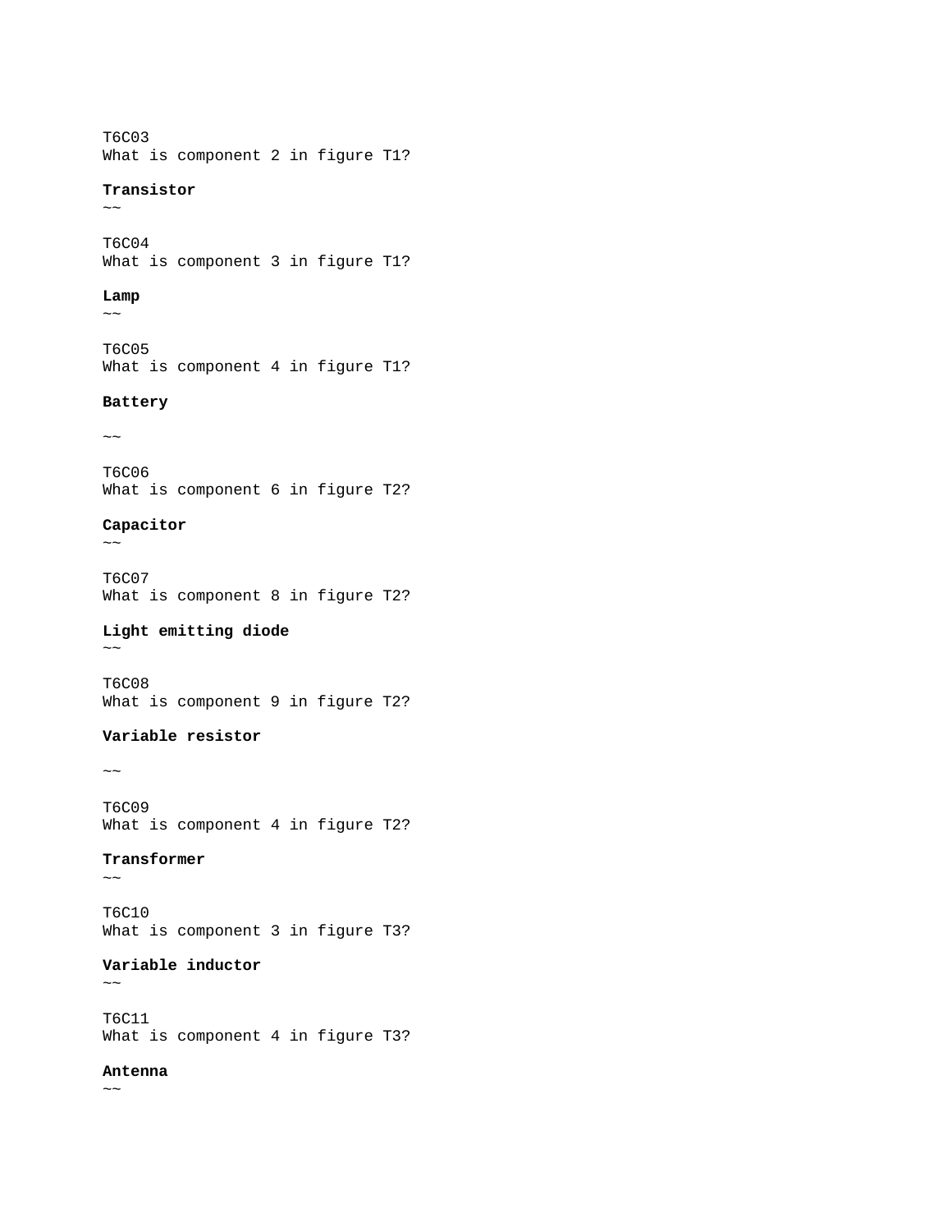T6C03
What is component 2 in figure T1?

**Transistor**
~~

T6C04
What is component 3 in figure T1?

**Lamp**
~~

T6C05
What is component 4 in figure T1?

**Battery**

~~

T6C06
What is component 6 in figure T2?

**Capacitor**
~~

T6C07
What is component 8 in figure T2?

**Light emitting diode**
~~

T6C08
What is component 9 in figure T2?

**Variable resistor**

~~

T6C09
What is component 4 in figure T2?

**Transformer**
~~

T6C10
What is component 3 in figure T3?

**Variable inductor**
~~

T6C11
What is component 4 in figure T3?

**Antenna**
~~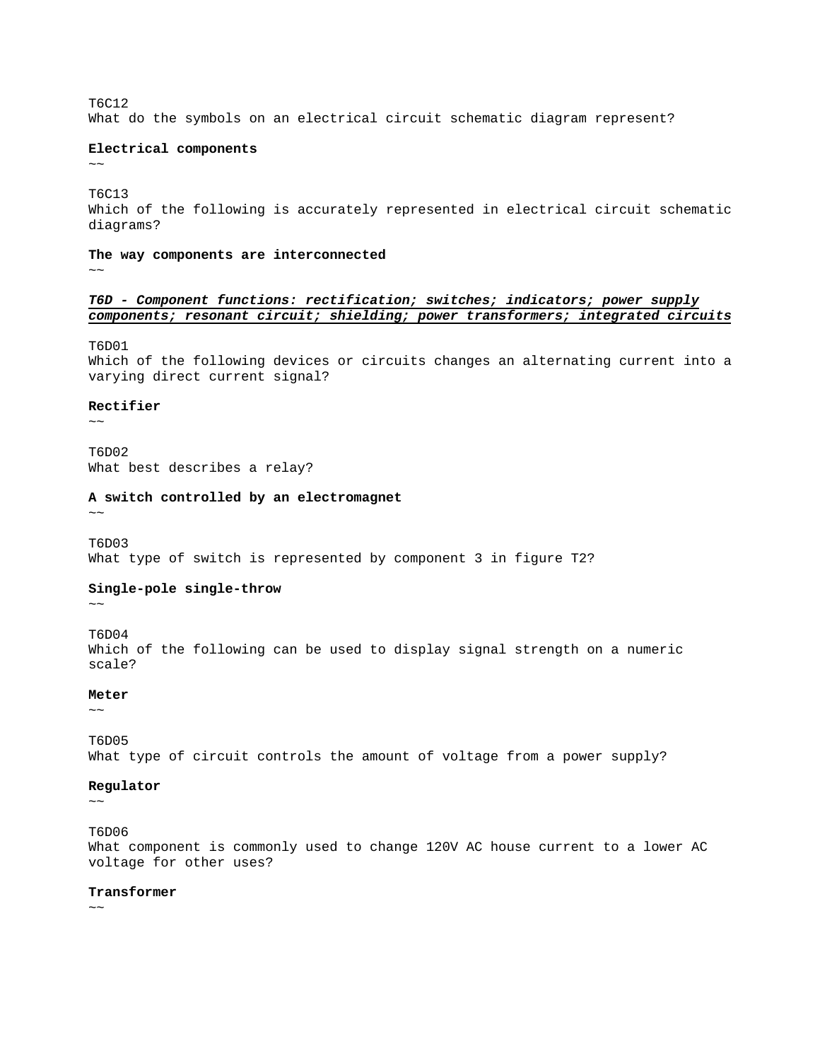T6C12
What do the symbols on an electrical circuit schematic diagram represent?

**Electrical components**

~~

T6C13
Which of the following is accurately represented in electrical circuit schematic diagrams?

**The way components are interconnected**

~~

***<u>T6D - Component functions: rectification; switches; indicators; power supply components; resonant circuit; shielding; power transformers; integrated circuits</u>***

T6D01
Which of the following devices or circuits changes an alternating current into a varying direct current signal?

**Rectifier**

~~

T6D02
What best describes a relay?

**A switch controlled by an electromagnet**

~~

T6D03
What type of switch is represented by component 3 in figure T2?

**Single-pole single-throw**

~~

T6D04
Which of the following can be used to display signal strength on a numeric scale?

**Meter**

~~

T6D05
What type of circuit controls the amount of voltage from a power supply?

**Regulator**

~~

T6D06
What component is commonly used to change 120V AC house current to a lower AC voltage for other uses?

**Transformer**

~~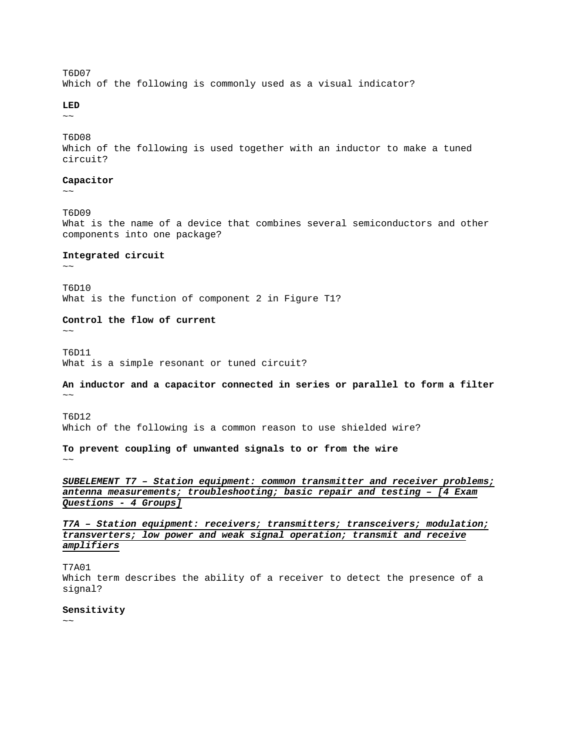T6D07
Which of the following is commonly used as a visual indicator?

**LED**
~~

T6D08
Which of the following is used together with an inductor to make a tuned circuit?

**Capacitor**
~~

T6D09
What is the name of a device that combines several semiconductors and other components into one package?

**Integrated circuit**
~~

T6D10
What is the function of component 2 in Figure T1?

**Control the flow of current**
~~

T6D11
What is a simple resonant or tuned circuit?

**An inductor and a capacitor connected in series or parallel to form a filter**
~~

T6D12
Which of the following is a common reason to use shielded wire?

**To prevent coupling of unwanted signals to or from the wire**
~~

***SUBELEMENT T7 – Station equipment: common transmitter and receiver problems; antenna measurements; troubleshooting; basic repair and testing – [4 Exam Questions - 4 Groups]***

***T7A – Station equipment: receivers; transmitters; transceivers; modulation; transverters; low power and weak signal operation; transmit and receive amplifiers***

T7A01
Which term describes the ability of a receiver to detect the presence of a signal?

**Sensitivity**
~~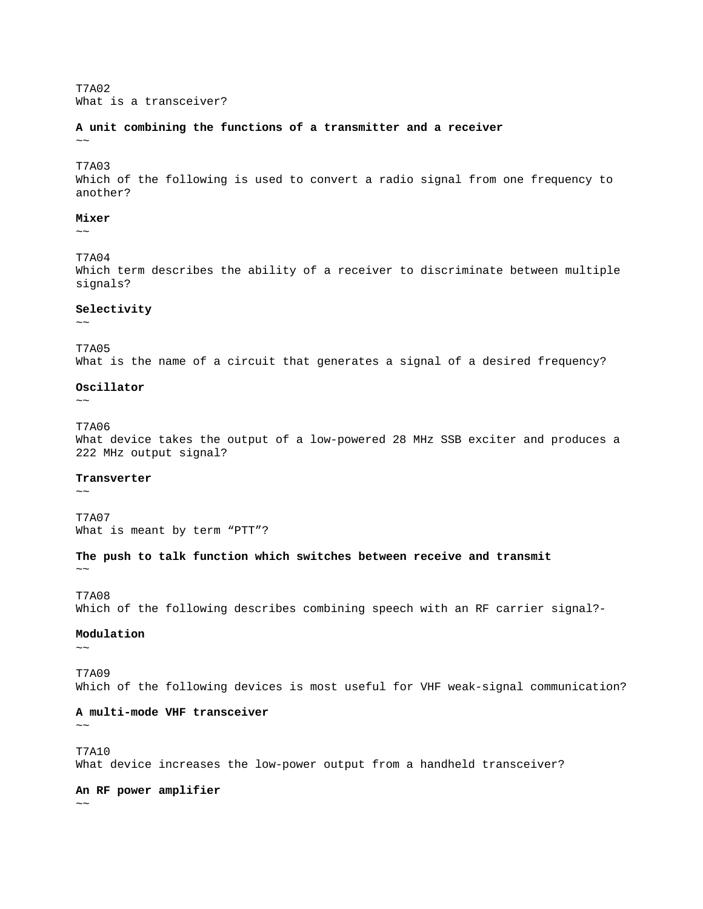T7A02
What is a transceiver?

**A unit combining the functions of a transmitter and a receiver**
~~

T7A03
Which of the following is used to convert a radio signal from one frequency to another?

**Mixer**
~~

T7A04
Which term describes the ability of a receiver to discriminate between multiple signals?

**Selectivity**
~~

T7A05
What is the name of a circuit that generates a signal of a desired frequency?

**Oscillator**
~~

T7A06
What device takes the output of a low-powered 28 MHz SSB exciter and produces a 222 MHz output signal?

**Transverter**
~~

T7A07
What is meant by term “PTT”?

**The push to talk function which switches between receive and transmit**
~~

T7A08
Which of the following describes combining speech with an RF carrier signal?-

**Modulation**
~~

T7A09
Which of the following devices is most useful for VHF weak-signal communication?

**A multi-mode VHF transceiver**
~~

T7A10
What device increases the low-power output from a handheld transceiver?

**An RF power amplifier**
~~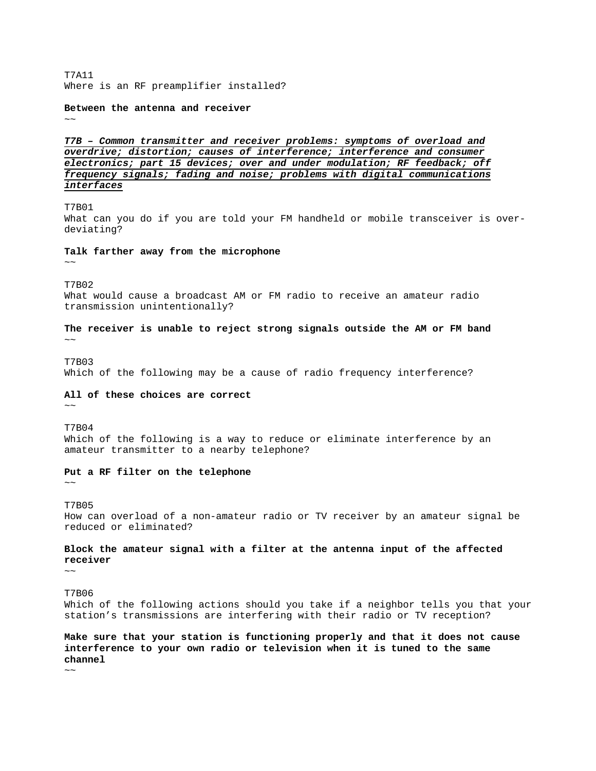T7A11
Where is an RF preamplifier installed?

**Between the antenna and receiver**
~~

***T7B – Common transmitter and receiver problems: symptoms of overload and overdrive; distortion; causes of interference; interference and consumer electronics; part 15 devices; over and under modulation; RF feedback; off frequency signals; fading and noise; problems with digital communications interfaces***

T7B01
What can you do if you are told your FM handheld or mobile transceiver is over-deviating?

**Talk farther away from the microphone**
~~

T7B02
What would cause a broadcast AM or FM radio to receive an amateur radio transmission unintentionally?

**The receiver is unable to reject strong signals outside the AM or FM band**
~~

T7B03
Which of the following may be a cause of radio frequency interference?

**All of these choices are correct**
~~

T7B04
Which of the following is a way to reduce or eliminate interference by an amateur transmitter to a nearby telephone?

**Put a RF filter on the telephone**
~~

T7B05
How can overload of a non-amateur radio or TV receiver by an amateur signal be reduced or eliminated?

**Block the amateur signal with a filter at the antenna input of the affected receiver**
~~

T7B06
Which of the following actions should you take if a neighbor tells you that your station's transmissions are interfering with their radio or TV reception?

**Make sure that your station is functioning properly and that it does not cause interference to your own radio or television when it is tuned to the same channel**
~~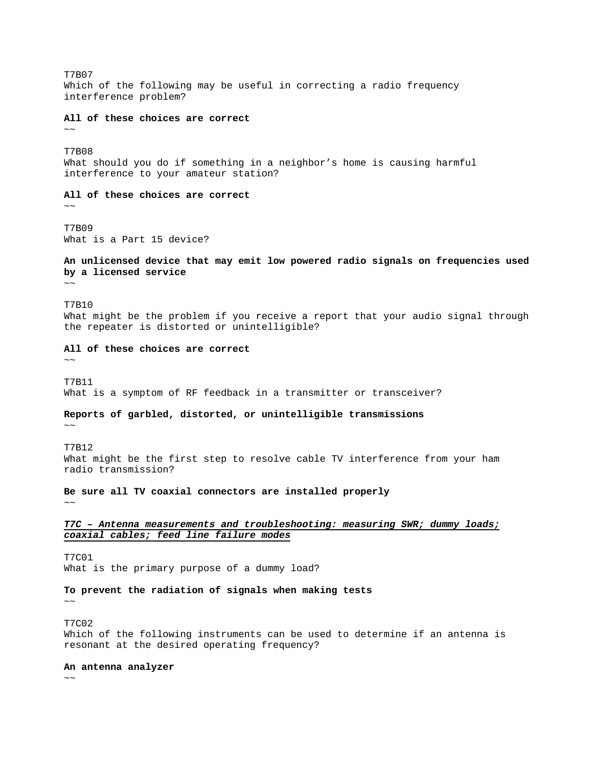T7B07
Which of the following may be useful in correcting a radio frequency interference problem?

**All of these choices are correct**
~~

T7B08
What should you do if something in a neighbor's home is causing harmful interference to your amateur station?

**All of these choices are correct**
~~

T7B09
What is a Part 15 device?

**An unlicensed device that may emit low powered radio signals on frequencies used by a licensed service**
~~

T7B10
What might be the problem if you receive a report that your audio signal through the repeater is distorted or unintelligible?

**All of these choices are correct**
~~

T7B11
What is a symptom of RF feedback in a transmitter or transceiver?

**Reports of garbled, distorted, or unintelligible transmissions**
~~

T7B12
What might be the first step to resolve cable TV interference from your ham radio transmission?

**Be sure all TV coaxial connectors are installed properly**
~~

***T7C – Antenna measurements and troubleshooting: measuring SWR; dummy loads; coaxial cables; feed line failure modes***

T7C01
What is the primary purpose of a dummy load?

**To prevent the radiation of signals when making tests**
~~

T7C02
Which of the following instruments can be used to determine if an antenna is resonant at the desired operating frequency?

**An antenna analyzer**
~~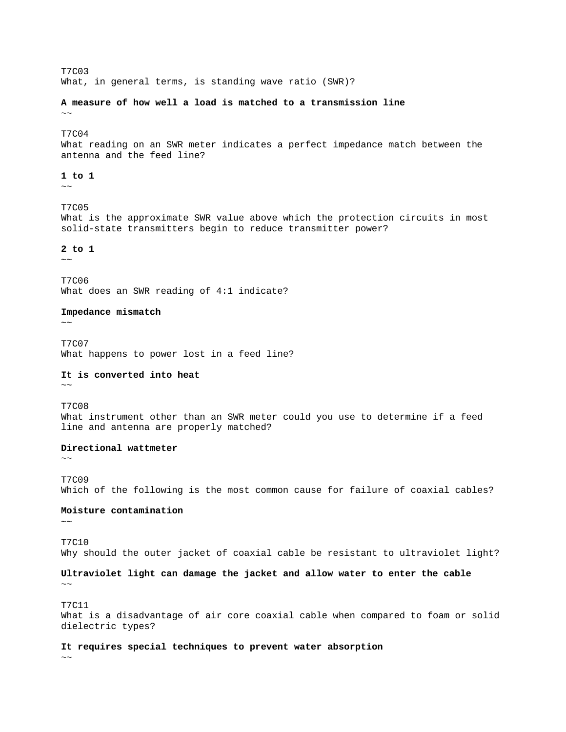T7C03
What, in general terms, is standing wave ratio (SWR)?

**A measure of how well a load is matched to a transmission line**
~~

T7C04
What reading on an SWR meter indicates a perfect impedance match between the antenna and the feed line?

**1 to 1**
~~

T7C05
What is the approximate SWR value above which the protection circuits in most solid-state transmitters begin to reduce transmitter power?

**2 to 1**
~~

T7C06
What does an SWR reading of 4:1 indicate?

**Impedance mismatch**
~~

T7C07
What happens to power lost in a feed line?

**It is converted into heat**
~~

T7C08
What instrument other than an SWR meter could you use to determine if a feed line and antenna are properly matched?

**Directional wattmeter**
~~

T7C09
Which of the following is the most common cause for failure of coaxial cables?

**Moisture contamination**
~~

T7C10
Why should the outer jacket of coaxial cable be resistant to ultraviolet light?

**Ultraviolet light can damage the jacket and allow water to enter the cable**
~~

T7C11
What is a disadvantage of air core coaxial cable when compared to foam or solid dielectric types?

**It requires special techniques to prevent water absorption**
~~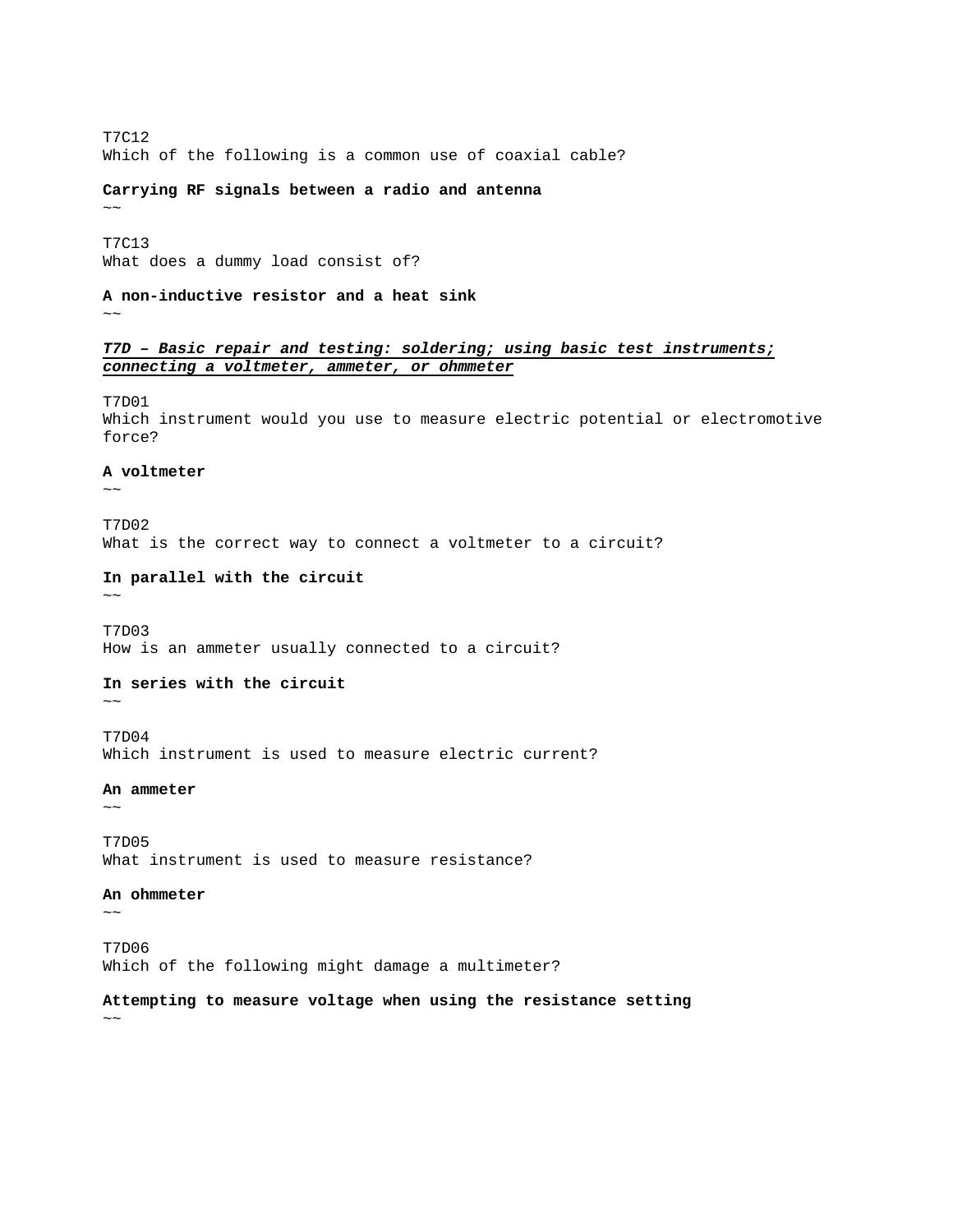T7C12
Which of the following is a common use of coaxial cable?

**Carrying RF signals between a radio and antenna**
~~

T7C13
What does a dummy load consist of?

**A non-inductive resistor and a heat sink**
~~

***T7D – Basic repair and testing: soldering; using basic test instruments; connecting a voltmeter, ammeter, or ohmmeter***

T7D01
Which instrument would you use to measure electric potential or electromotive force?

**A voltmeter**
~~

T7D02
What is the correct way to connect a voltmeter to a circuit?

**In parallel with the circuit**
~~

T7D03
How is an ammeter usually connected to a circuit?

**In series with the circuit**
~~

T7D04
Which instrument is used to measure electric current?

**An ammeter**
~~

T7D05
What instrument is used to measure resistance?

**An ohmmeter**
~~

T7D06
Which of the following might damage a multimeter?

**Attempting to measure voltage when using the resistance setting**
~~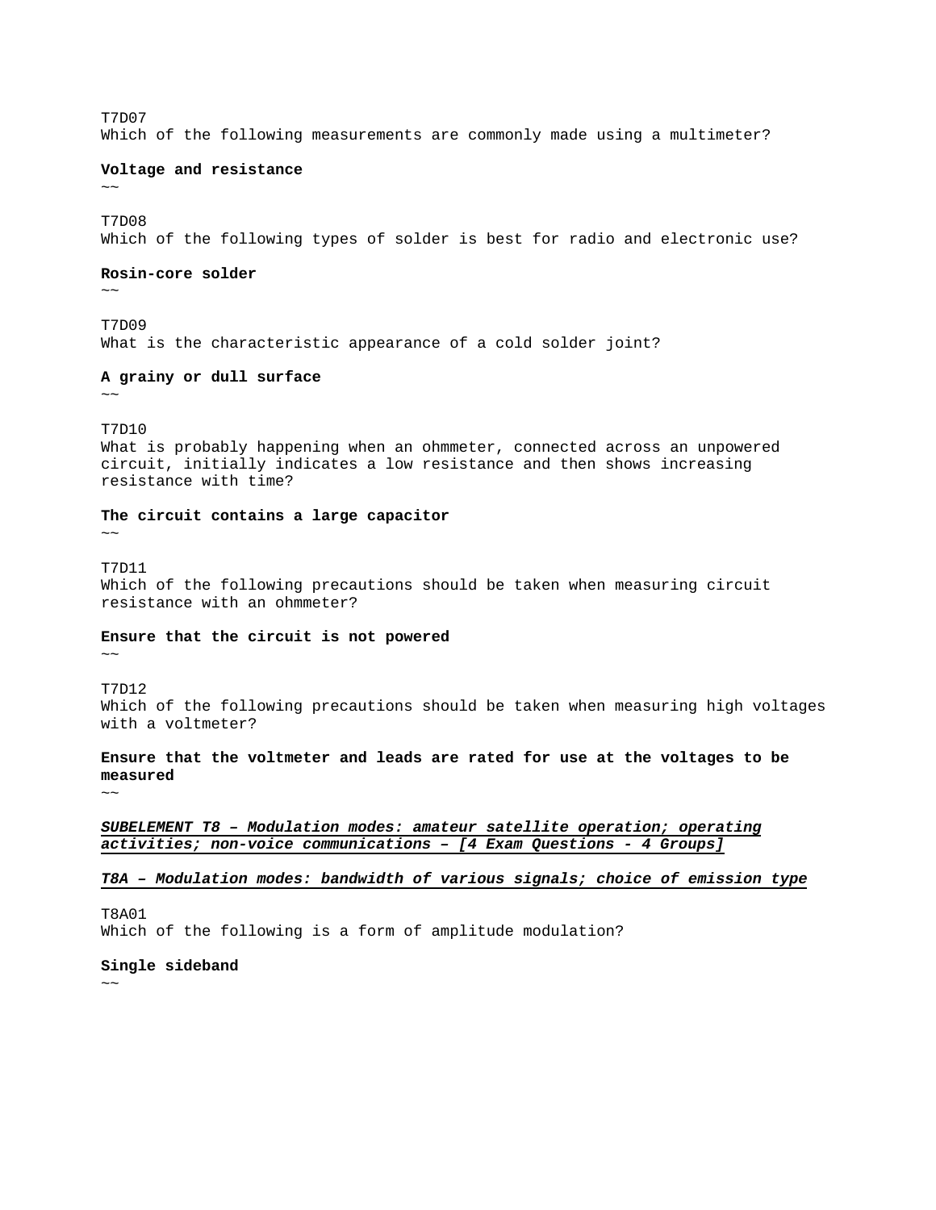T7D07
Which of the following measurements are commonly made using a multimeter?

**Voltage and resistance**
~~

T7D08
Which of the following types of solder is best for radio and electronic use?

**Rosin-core solder**
~~

T7D09
What is the characteristic appearance of a cold solder joint?

**A grainy or dull surface**
~~

T7D10
What is probably happening when an ohmmeter, connected across an unpowered circuit, initially indicates a low resistance and then shows increasing resistance with time?

**The circuit contains a large capacitor**
~~

T7D11
Which of the following precautions should be taken when measuring circuit resistance with an ohmmeter?

**Ensure that the circuit is not powered**
~~

T7D12
Which of the following precautions should be taken when measuring high voltages with a voltmeter?

**Ensure that the voltmeter and leads are rated for use at the voltages to be measured**
~~

***SUBELEMENT T8 – Modulation modes: amateur satellite operation; operating activities; non-voice communications – [4 Exam Questions - 4 Groups]***

***T8A – Modulation modes: bandwidth of various signals; choice of emission type***

T8A01
Which of the following is a form of amplitude modulation?

**Single sideband**
~~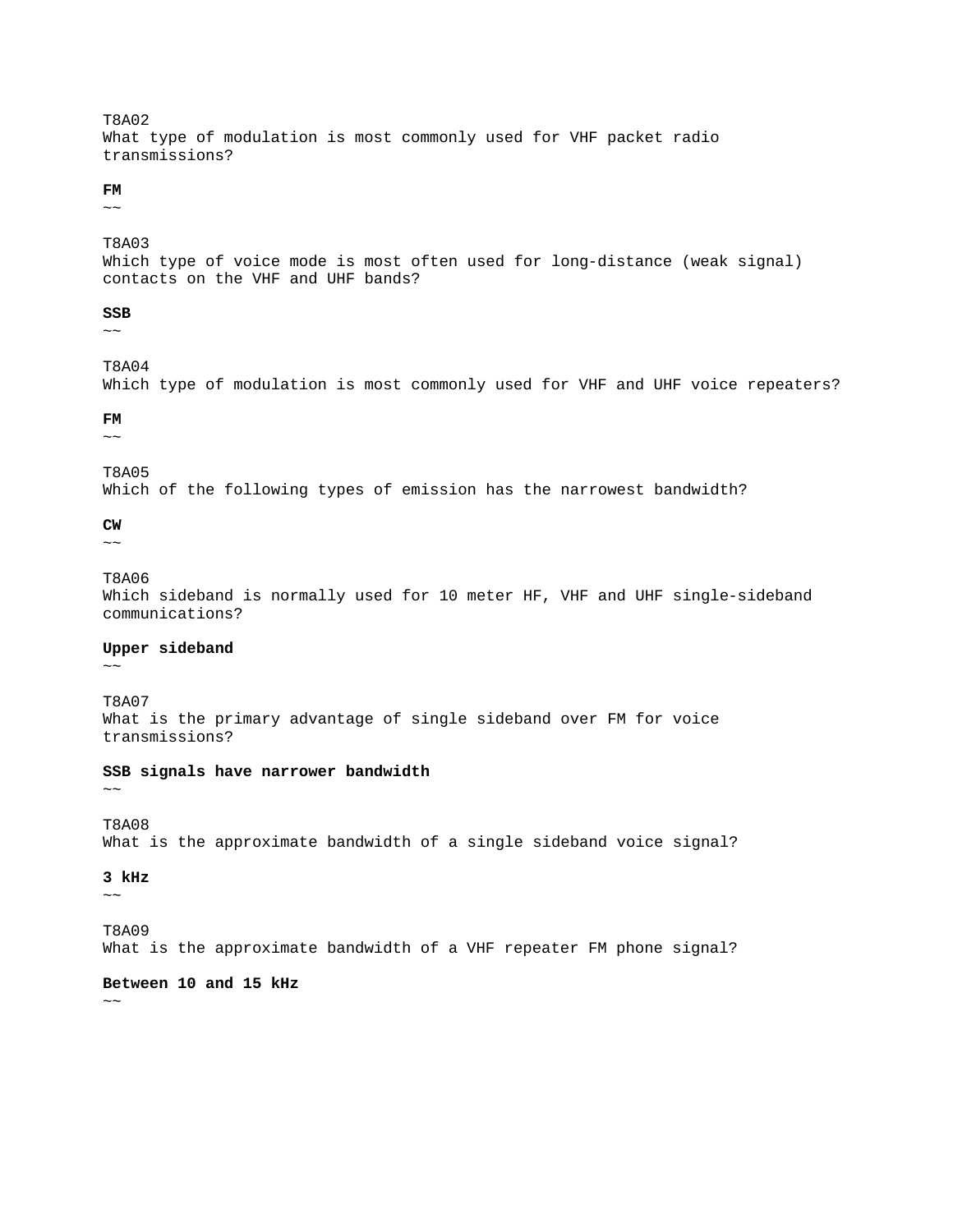T8A02
What type of modulation is most commonly used for VHF packet radio transmissions?

**FM**
~~

T8A03
Which type of voice mode is most often used for long-distance (weak signal) contacts on the VHF and UHF bands?

**SSB**
~~

T8A04
Which type of modulation is most commonly used for VHF and UHF voice repeaters?

**FM**
~~

T8A05
Which of the following types of emission has the narrowest bandwidth?

**CW**
~~

T8A06
Which sideband is normally used for 10 meter HF, VHF and UHF single-sideband communications?

**Upper sideband**
~~

T8A07
What is the primary advantage of single sideband over FM for voice transmissions?

**SSB signals have narrower bandwidth**
~~

T8A08
What is the approximate bandwidth of a single sideband voice signal?

**3 kHz**
~~

T8A09
What is the approximate bandwidth of a VHF repeater FM phone signal?

**Between 10 and 15 kHz**
~~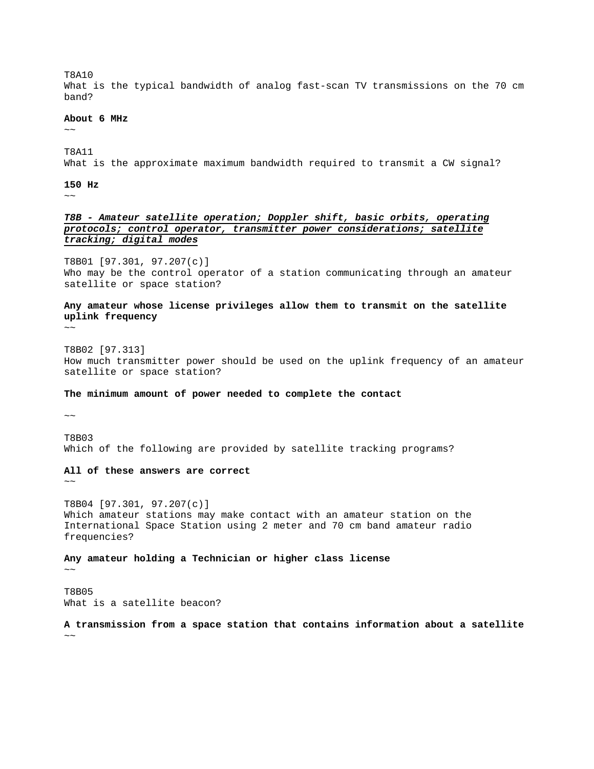T8A10
What is the typical bandwidth of analog fast-scan TV transmissions on the 70 cm band?

**About 6 MHz**
~~

T8A11
What is the approximate maximum bandwidth required to transmit a CW signal?

**150 Hz**
~~

***T8B - Amateur satellite operation; Doppler shift, basic orbits, operating protocols; control operator, transmitter power considerations; satellite tracking; digital modes***

T8B01 [97.301, 97.207(c)]
Who may be the control operator of a station communicating through an amateur satellite or space station?

**Any amateur whose license privileges allow them to transmit on the satellite uplink frequency**
~~

T8B02 [97.313]
How much transmitter power should be used on the uplink frequency of an amateur satellite or space station?

**The minimum amount of power needed to complete the contact**

~~

T8B03
Which of the following are provided by satellite tracking programs?

**All of these answers are correct**
~~

T8B04 [97.301, 97.207(c)]
Which amateur stations may make contact with an amateur station on the International Space Station using 2 meter and 70 cm band amateur radio frequencies?

**Any amateur holding a Technician or higher class license**
~~

T8B05
What is a satellite beacon?

**A transmission from a space station that contains information about a satellite**
~~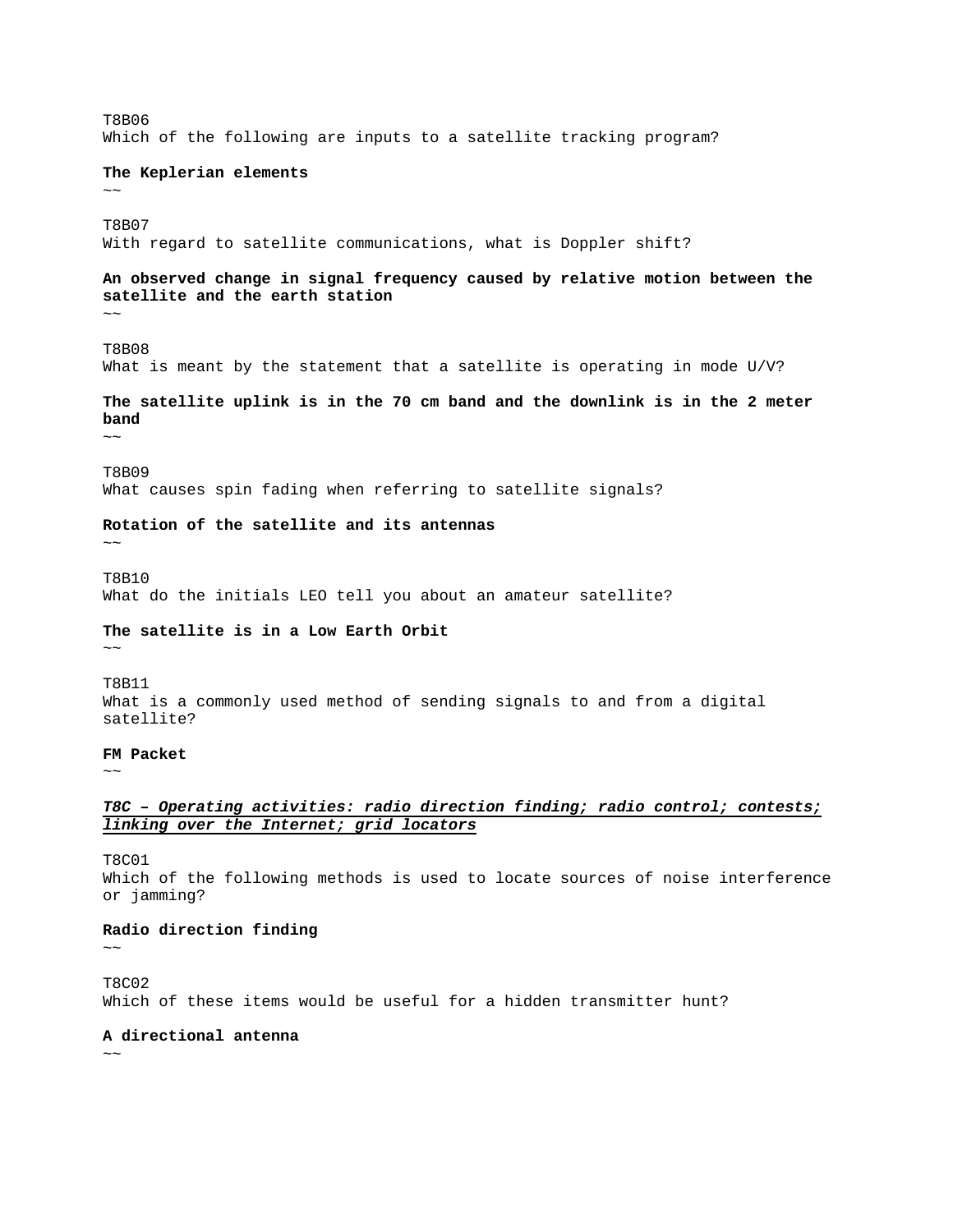T8B06
Which of the following are inputs to a satellite tracking program?

**The Keplerian elements**
~~

T8B07
With regard to satellite communications, what is Doppler shift?

**An observed change in signal frequency caused by relative motion between the satellite and the earth station**
~~

T8B08
What is meant by the statement that a satellite is operating in mode U/V?

**The satellite uplink is in the 70 cm band and the downlink is in the 2 meter band**
~~

T8B09
What causes spin fading when referring to satellite signals?

**Rotation of the satellite and its antennas**
~~

T8B10
What do the initials LEO tell you about an amateur satellite?

**The satellite is in a Low Earth Orbit**
~~

T8B11
What is a commonly used method of sending signals to and from a digital satellite?

**FM Packet**
~~

***<u>T8C – Operating activities: radio direction finding; radio control; contests; linking over the Internet; grid locators</u>***

T8C01
Which of the following methods is used to locate sources of noise interference or jamming?

**Radio direction finding**
~~

T8C02
Which of these items would be useful for a hidden transmitter hunt?

**A directional antenna**
~~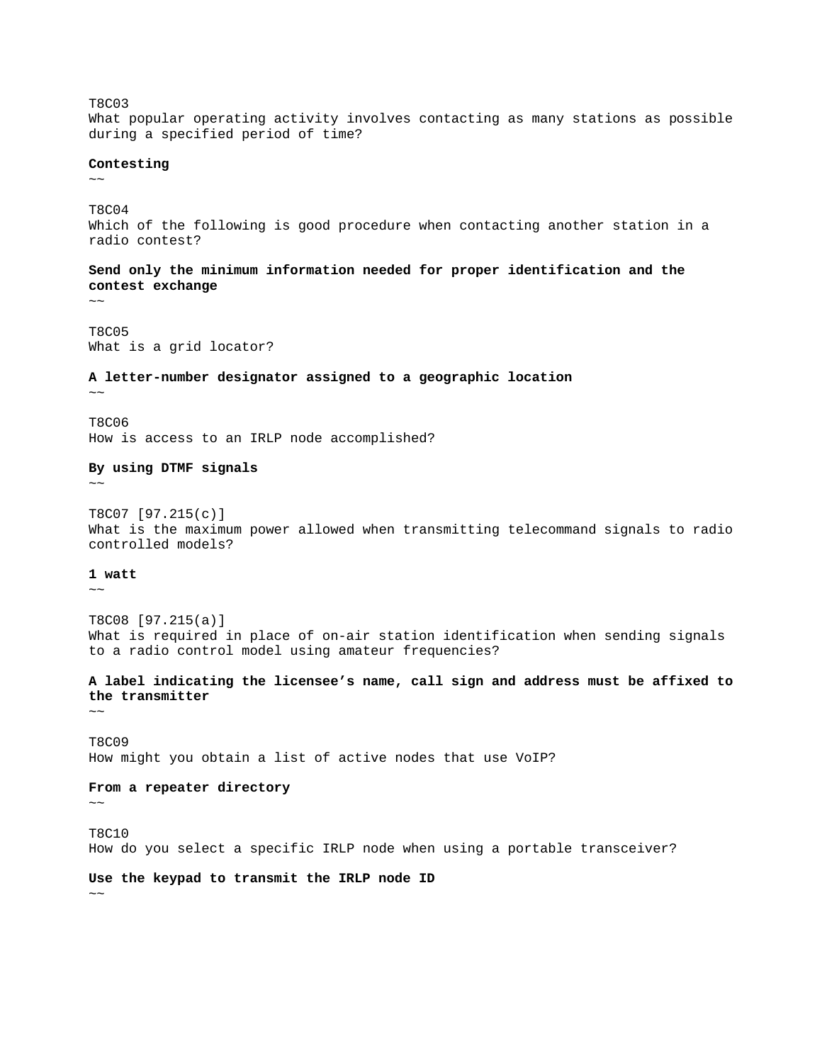T8C03
What popular operating activity involves contacting as many stations as possible during a specified period of time?

**Contesting**
~~

T8C04
Which of the following is good procedure when contacting another station in a radio contest?

**Send only the minimum information needed for proper identification and the contest exchange**
~~

T8C05
What is a grid locator?

**A letter-number designator assigned to a geographic location**
~~

T8C06
How is access to an IRLP node accomplished?

**By using DTMF signals**
~~

T8C07 [97.215(c)]
What is the maximum power allowed when transmitting telecommand signals to radio controlled models?

**1 watt**
~~

T8C08 [97.215(a)]
What is required in place of on-air station identification when sending signals to a radio control model using amateur frequencies?

**A label indicating the licensee’s name, call sign and address must be affixed to the transmitter**
~~

T8C09
How might you obtain a list of active nodes that use VoIP?

**From a repeater directory**
~~

T8C10
How do you select a specific IRLP node when using a portable transceiver?

**Use the keypad to transmit the IRLP node ID**
~~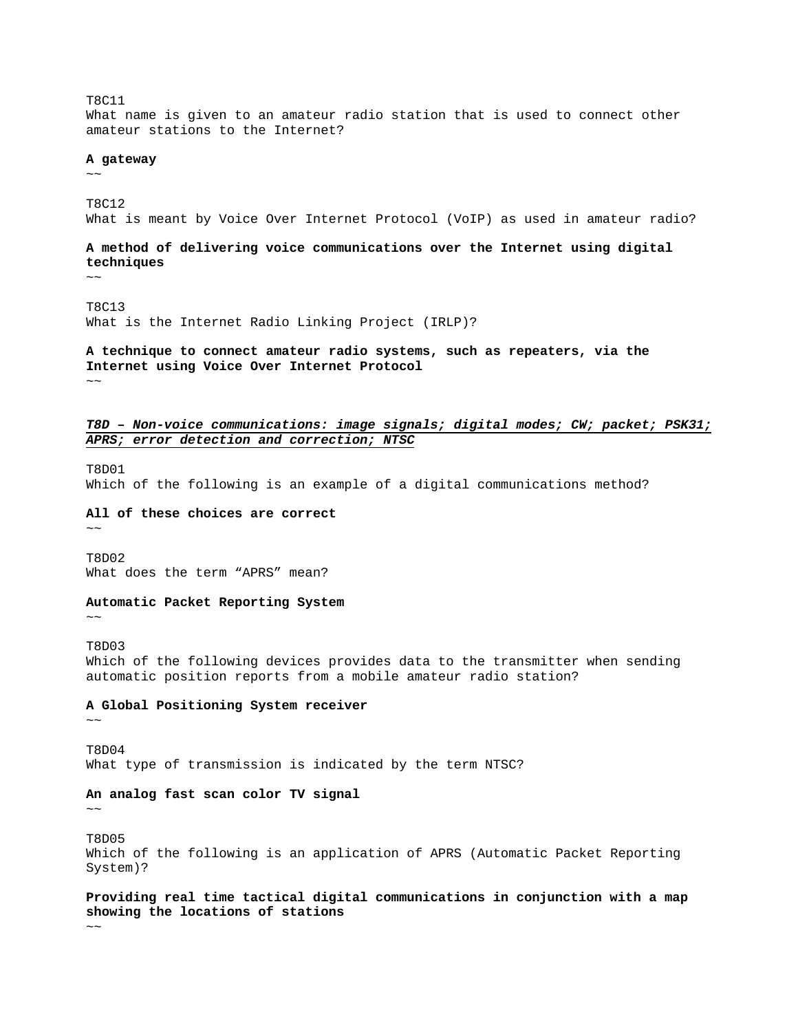T8C11
What name is given to an amateur radio station that is used to connect other amateur stations to the Internet?

**A gateway**
~~

T8C12
What is meant by Voice Over Internet Protocol (VoIP) as used in amateur radio?

**A method of delivering voice communications over the Internet using digital techniques**
~~

T8C13
What is the Internet Radio Linking Project (IRLP)?

**A technique to connect amateur radio systems, such as repeaters, via the Internet using Voice Over Internet Protocol**
~~

***T8D – Non-voice communications: image signals; digital modes; CW; packet; PSK31; APRS; error detection and correction; NTSC***

T8D01
Which of the following is an example of a digital communications method?

**All of these choices are correct**
~~

T8D02
What does the term “APRS” mean?

**Automatic Packet Reporting System**
~~

T8D03
Which of the following devices provides data to the transmitter when sending automatic position reports from a mobile amateur radio station?

**A Global Positioning System receiver**
~~

T8D04
What type of transmission is indicated by the term NTSC?

**An analog fast scan color TV signal**
~~

T8D05
Which of the following is an application of APRS (Automatic Packet Reporting System)?

**Providing real time tactical digital communications in conjunction with a map showing the locations of stations**
~~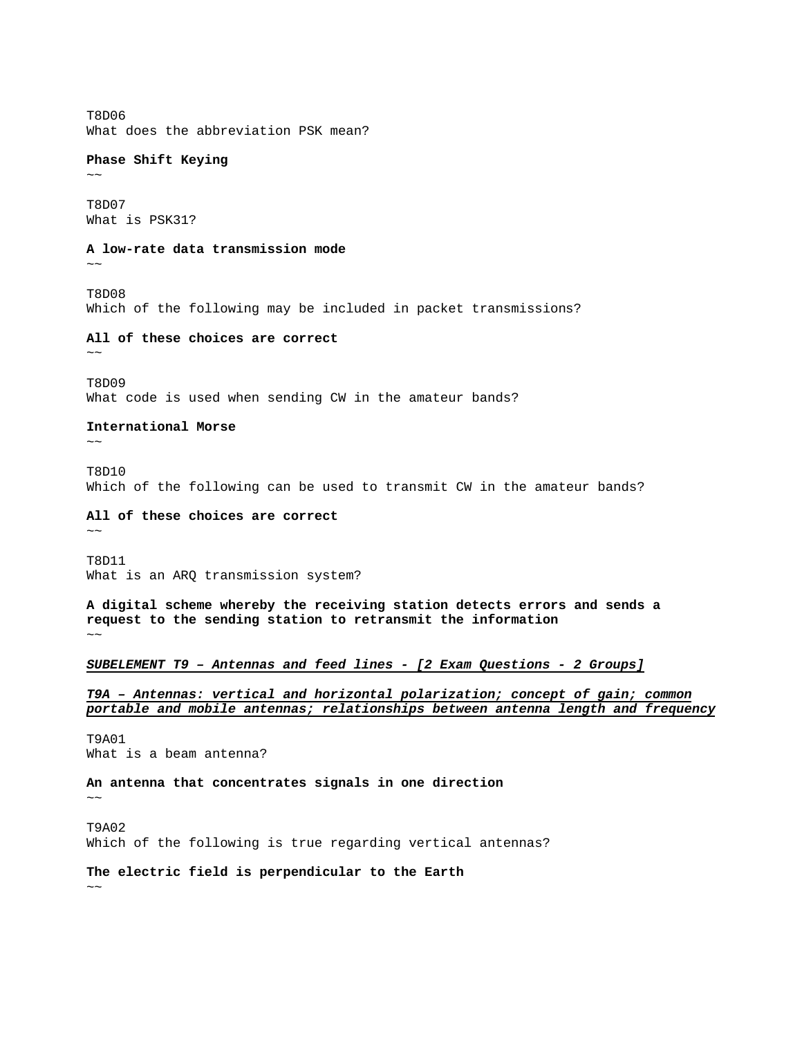T8D06
What does the abbreviation PSK mean?

**Phase Shift Keying**
~~

T8D07
What is PSK31?

**A low-rate data transmission mode**
~~

T8D08
Which of the following may be included in packet transmissions?

**All of these choices are correct**
~~

T8D09
What code is used when sending CW in the amateur bands?

**International Morse**
~~

T8D10
Which of the following can be used to transmit CW in the amateur bands?

**All of these choices are correct**
~~

T8D11
What is an ARQ transmission system?

**A digital scheme whereby the receiving station detects errors and sends a request to the sending station to retransmit the information**
~~

***SUBELEMENT T9 – Antennas and feed lines - [2 Exam Questions - 2 Groups]***

***T9A – Antennas: vertical and horizontal polarization; concept of gain; common portable and mobile antennas; relationships between antenna length and frequency***

T9A01
What is a beam antenna?

**An antenna that concentrates signals in one direction**
~~

T9A02
Which of the following is true regarding vertical antennas?

**The electric field is perpendicular to the Earth**
~~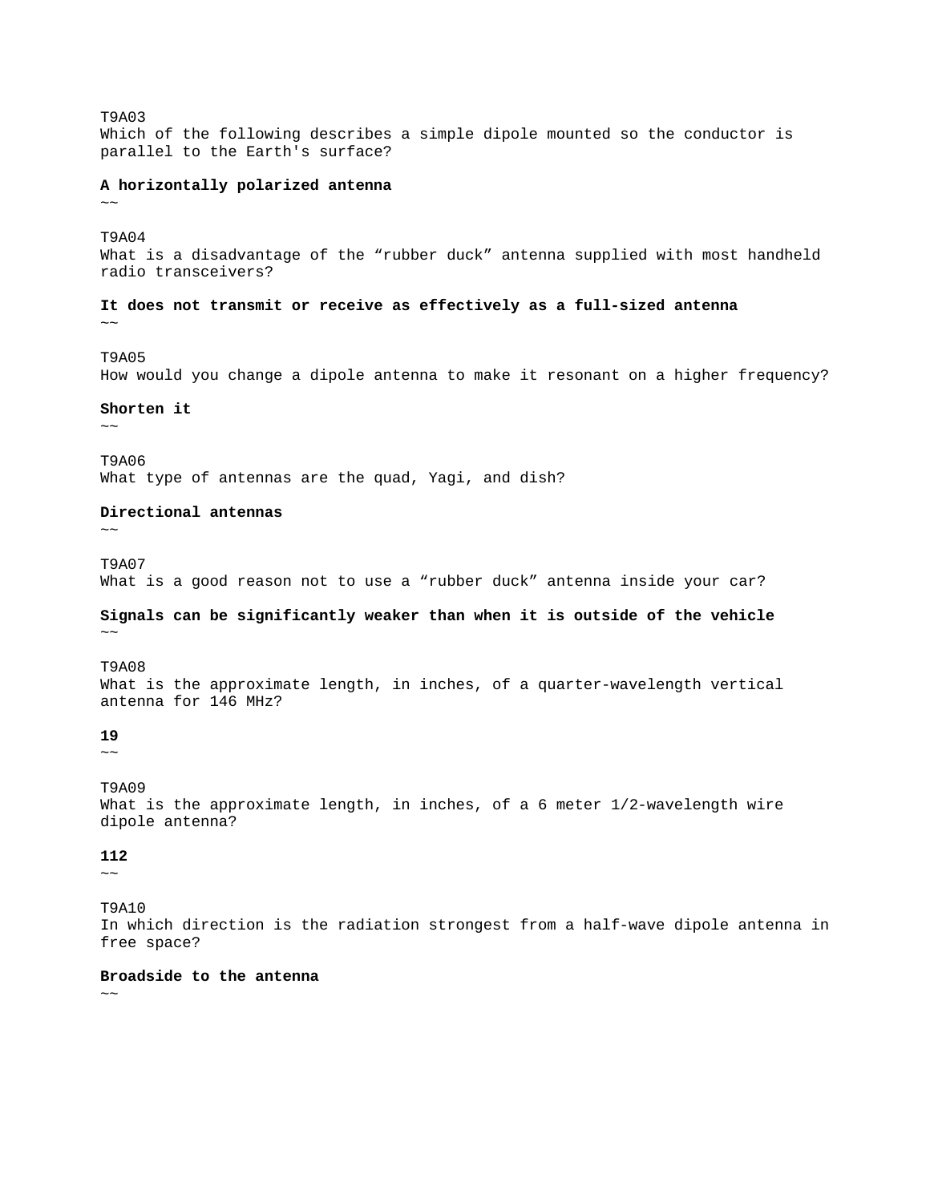T9A03
Which of the following describes a simple dipole mounted so the conductor is parallel to the Earth's surface?

**A horizontally polarized antenna**
~~

T9A04
What is a disadvantage of the “rubber duck” antenna supplied with most handheld radio transceivers?

**It does not transmit or receive as effectively as a full-sized antenna**
~~

T9A05
How would you change a dipole antenna to make it resonant on a higher frequency?

**Shorten it**
~~

T9A06
What type of antennas are the quad, Yagi, and dish?

**Directional antennas**
~~

T9A07
What is a good reason not to use a “rubber duck” antenna inside your car?

**Signals can be significantly weaker than when it is outside of the vehicle**
~~

T9A08
What is the approximate length, in inches, of a quarter-wavelength vertical antenna for 146 MHz?

**19**
~~

T9A09
What is the approximate length, in inches, of a 6 meter 1/2-wavelength wire dipole antenna?

**112**
~~

T9A10
In which direction is the radiation strongest from a half-wave dipole antenna in free space?

**Broadside to the antenna**
~~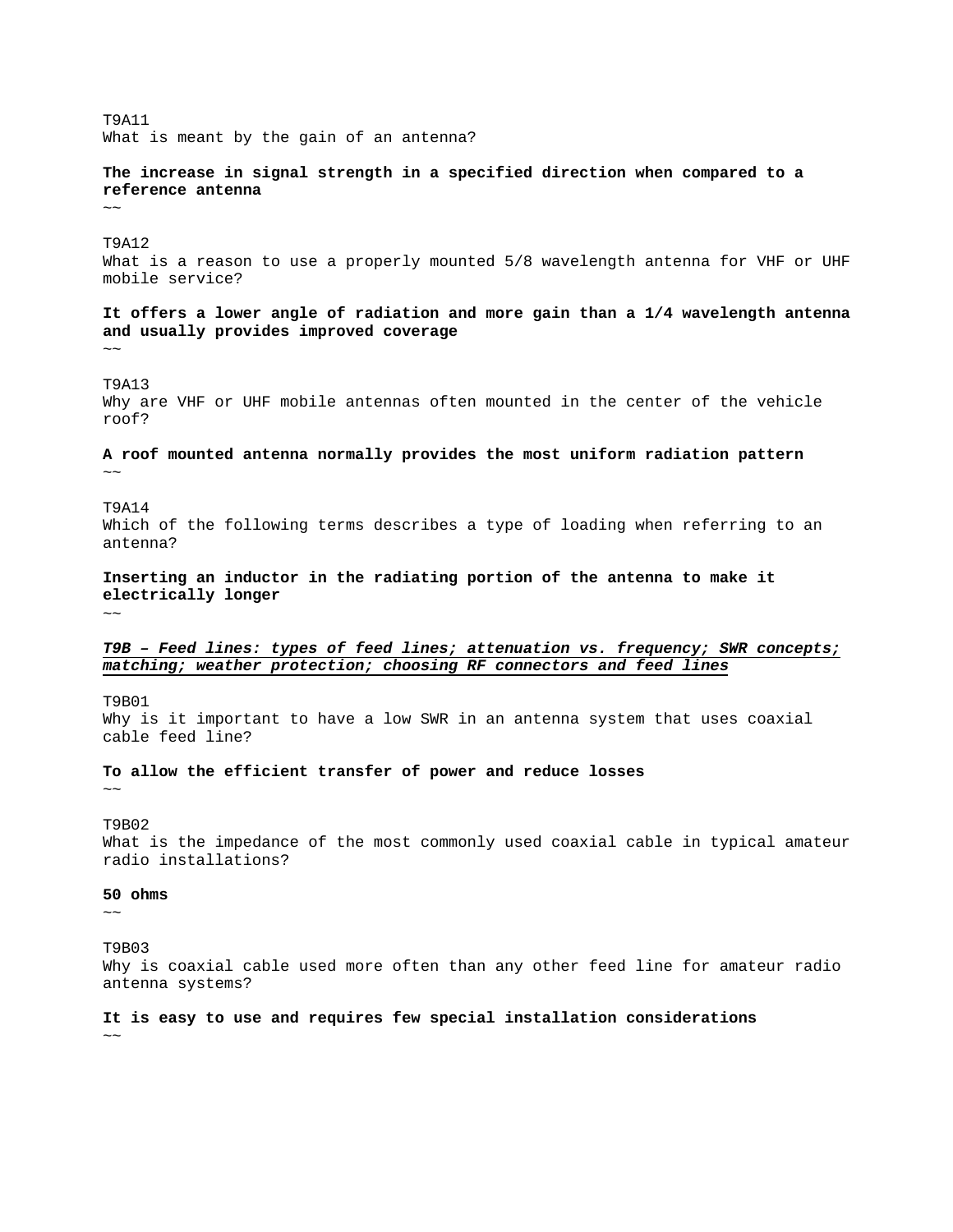T9A11
What is meant by the gain of an antenna?

**The increase in signal strength in a specified direction when compared to a reference antenna**
~~

T9A12
What is a reason to use a properly mounted 5/8 wavelength antenna for VHF or UHF mobile service?

**It offers a lower angle of radiation and more gain than a 1/4 wavelength antenna and usually provides improved coverage**
~~

T9A13
Why are VHF or UHF mobile antennas often mounted in the center of the vehicle roof?

**A roof mounted antenna normally provides the most uniform radiation pattern**
~~

T9A14
Which of the following terms describes a type of loading when referring to an antenna?

**Inserting an inductor in the radiating portion of the antenna to make it electrically longer**
~~

***T9B – Feed lines: types of feed lines; attenuation vs. frequency; SWR concepts; matching; weather protection; choosing RF connectors and feed lines***

T9B01
Why is it important to have a low SWR in an antenna system that uses coaxial cable feed line?

**To allow the efficient transfer of power and reduce losses**
~~

T9B02
What is the impedance of the most commonly used coaxial cable in typical amateur radio installations?

**50 ohms**
~~

T9B03
Why is coaxial cable used more often than any other feed line for amateur radio antenna systems?

**It is easy to use and requires few special installation considerations**
~~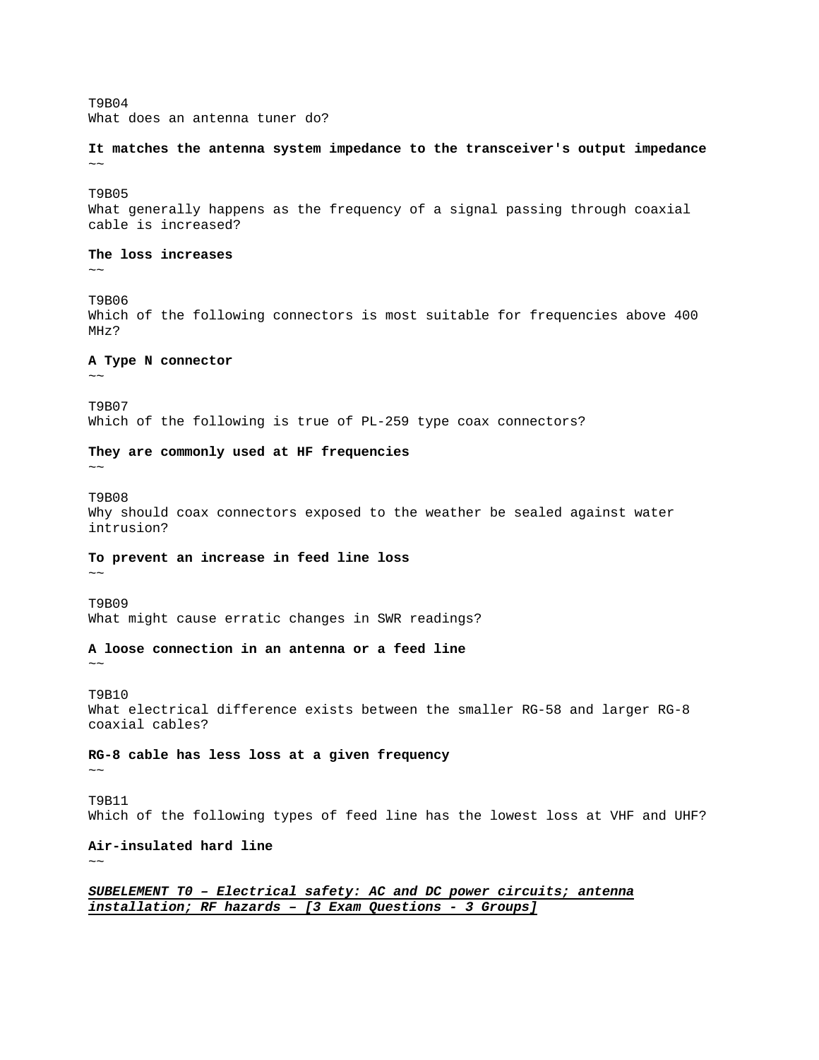T9B04
What does an antenna tuner do?

**It matches the antenna system impedance to the transceiver's output impedance**
~~

T9B05
What generally happens as the frequency of a signal passing through coaxial cable is increased?

**The loss increases**
~~

T9B06
Which of the following connectors is most suitable for frequencies above 400 MHz?

**A Type N connector**
~~

T9B07
Which of the following is true of PL-259 type coax connectors?

**They are commonly used at HF frequencies**
~~

T9B08
Why should coax connectors exposed to the weather be sealed against water intrusion?

**To prevent an increase in feed line loss**
~~

T9B09
What might cause erratic changes in SWR readings?

**A loose connection in an antenna or a feed line**
~~

T9B10
What electrical difference exists between the smaller RG-58 and larger RG-8 coaxial cables?

**RG-8 cable has less loss at a given frequency**
~~

T9B11
Which of the following types of feed line has the lowest loss at VHF and UHF?

**Air-insulated hard line**
~~

***<u>SUBELEMENT T0 – Electrical safety: AC and DC power circuits; antenna installation; RF hazards – [3 Exam Questions - 3 Groups]</u>***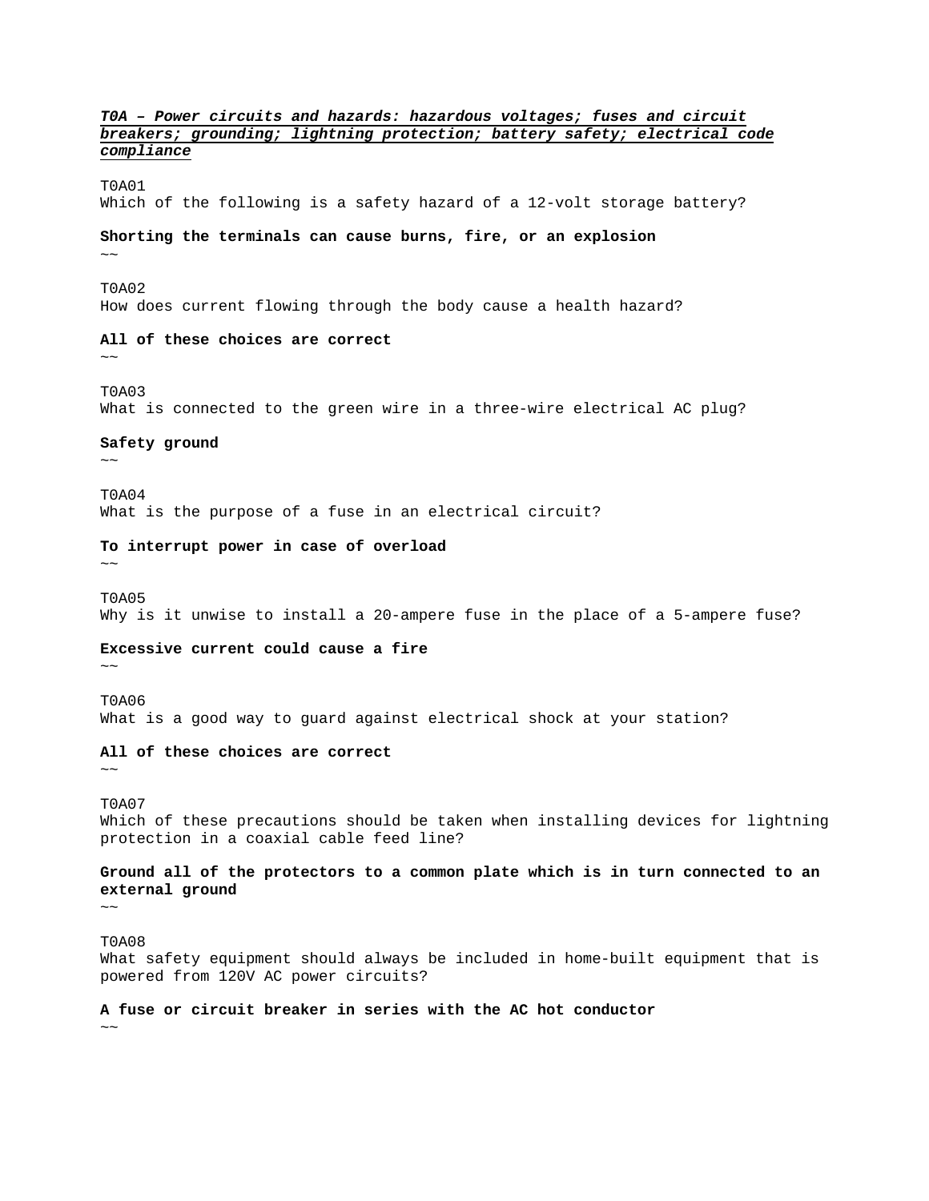***T0A – Power circuits and hazards: hazardous voltages; fuses and circuit breakers; grounding; lightning protection; battery safety; electrical code compliance***

T0A01
Which of the following is a safety hazard of a 12-volt storage battery?

**Shorting the terminals can cause burns, fire, or an explosion**
~~

T0A02
How does current flowing through the body cause a health hazard?

**All of these choices are correct**
~~

T0A03
What is connected to the green wire in a three-wire electrical AC plug?

**Safety ground**
~~

T0A04
What is the purpose of a fuse in an electrical circuit?

**To interrupt power in case of overload**
~~

T0A05
Why is it unwise to install a 20-ampere fuse in the place of a 5-ampere fuse?

**Excessive current could cause a fire**
~~

T0A06
What is a good way to guard against electrical shock at your station?

**All of these choices are correct**
~~

T0A07
Which of these precautions should be taken when installing devices for lightning protection in a coaxial cable feed line?

**Ground all of the protectors to a common plate which is in turn connected to an external ground**
~~

T0A08
What safety equipment should always be included in home-built equipment that is powered from 120V AC power circuits?

**A fuse or circuit breaker in series with the AC hot conductor**
~~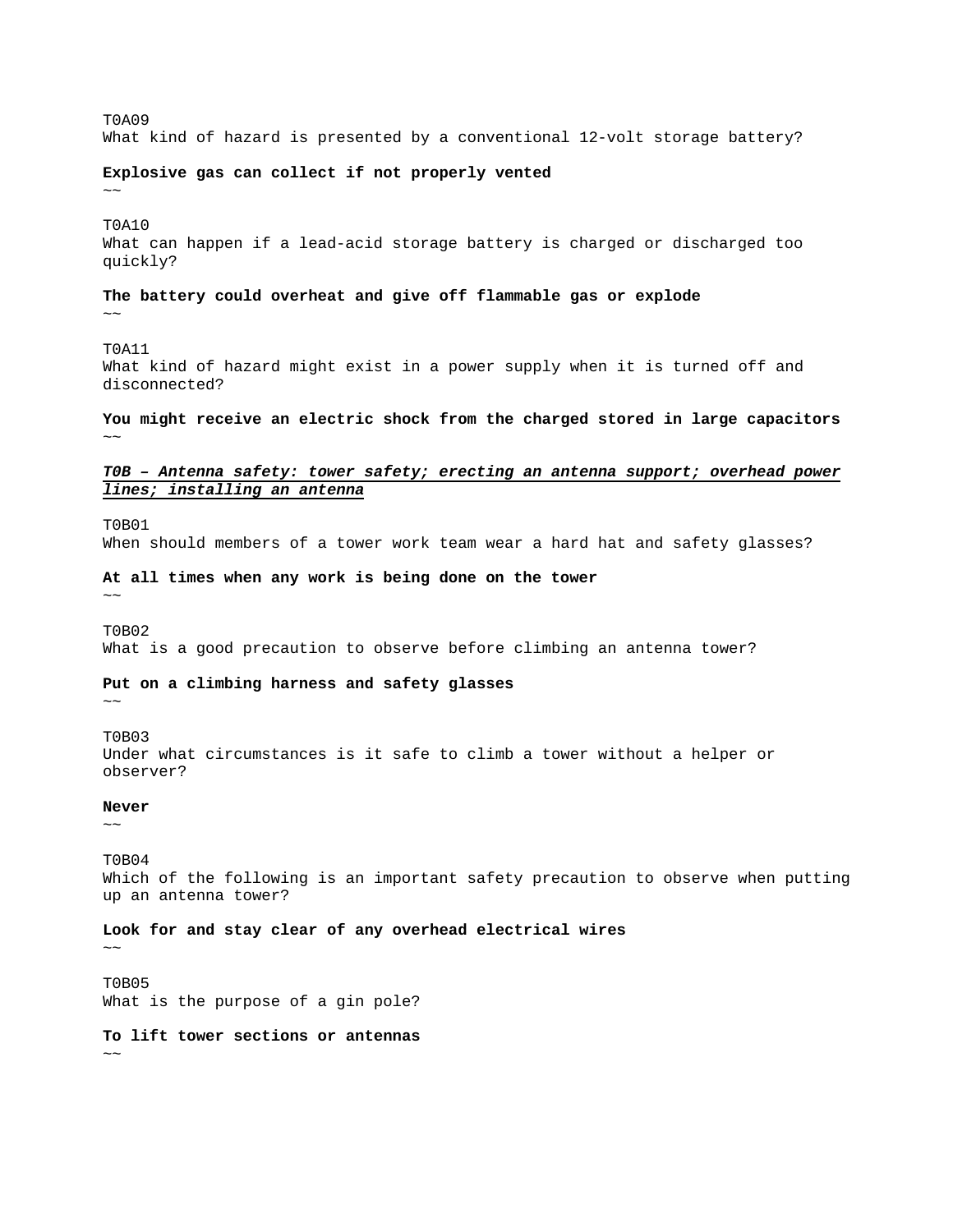T0A09
What kind of hazard is presented by a conventional 12-volt storage battery?

**Explosive gas can collect if not properly vented**
~~

T0A10
What can happen if a lead-acid storage battery is charged or discharged too quickly?

**The battery could overheat and give off flammable gas or explode**
~~

T0A11
What kind of hazard might exist in a power supply when it is turned off and disconnected?

**You might receive an electric shock from the charged stored in large capacitors**
~~

***T0B – Antenna safety: tower safety; erecting an antenna support; overhead power lines; installing an antenna***

T0B01
When should members of a tower work team wear a hard hat and safety glasses?

**At all times when any work is being done on the tower**
~~

T0B02
What is a good precaution to observe before climbing an antenna tower?

**Put on a climbing harness and safety glasses**
~~

T0B03
Under what circumstances is it safe to climb a tower without a helper or observer?

**Never**
~~

T0B04
Which of the following is an important safety precaution to observe when putting up an antenna tower?

**Look for and stay clear of any overhead electrical wires**
~~

T0B05
What is the purpose of a gin pole?

**To lift tower sections or antennas**
~~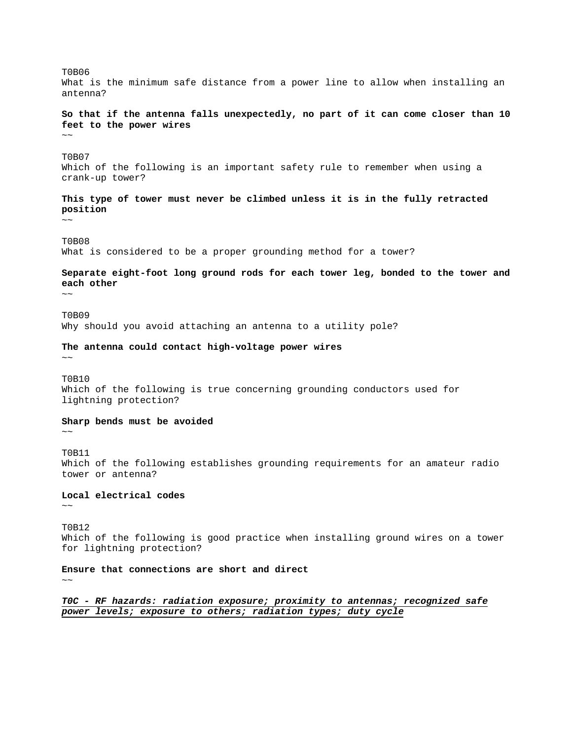T0B06
What is the minimum safe distance from a power line to allow when installing an antenna?

**So that if the antenna falls unexpectedly, no part of it can come closer than 10 feet to the power wires**
~~

T0B07
Which of the following is an important safety rule to remember when using a crank-up tower?

**This type of tower must never be climbed unless it is in the fully retracted position**
~~

T0B08
What is considered to be a proper grounding method for a tower?

**Separate eight-foot long ground rods for each tower leg, bonded to the tower and each other**
~~

T0B09
Why should you avoid attaching an antenna to a utility pole?

**The antenna could contact high-voltage power wires**
~~

T0B10
Which of the following is true concerning grounding conductors used for lightning protection?

**Sharp bends must be avoided**
~~

T0B11
Which of the following establishes grounding requirements for an amateur radio tower or antenna?

**Local electrical codes**
~~

T0B12
Which of the following is good practice when installing ground wires on a tower for lightning protection?

**Ensure that connections are short and direct**
~~

***<u>T0C - RF hazards: radiation exposure; proximity to antennas; recognized safe power levels; exposure to others; radiation types; duty cycle</u>***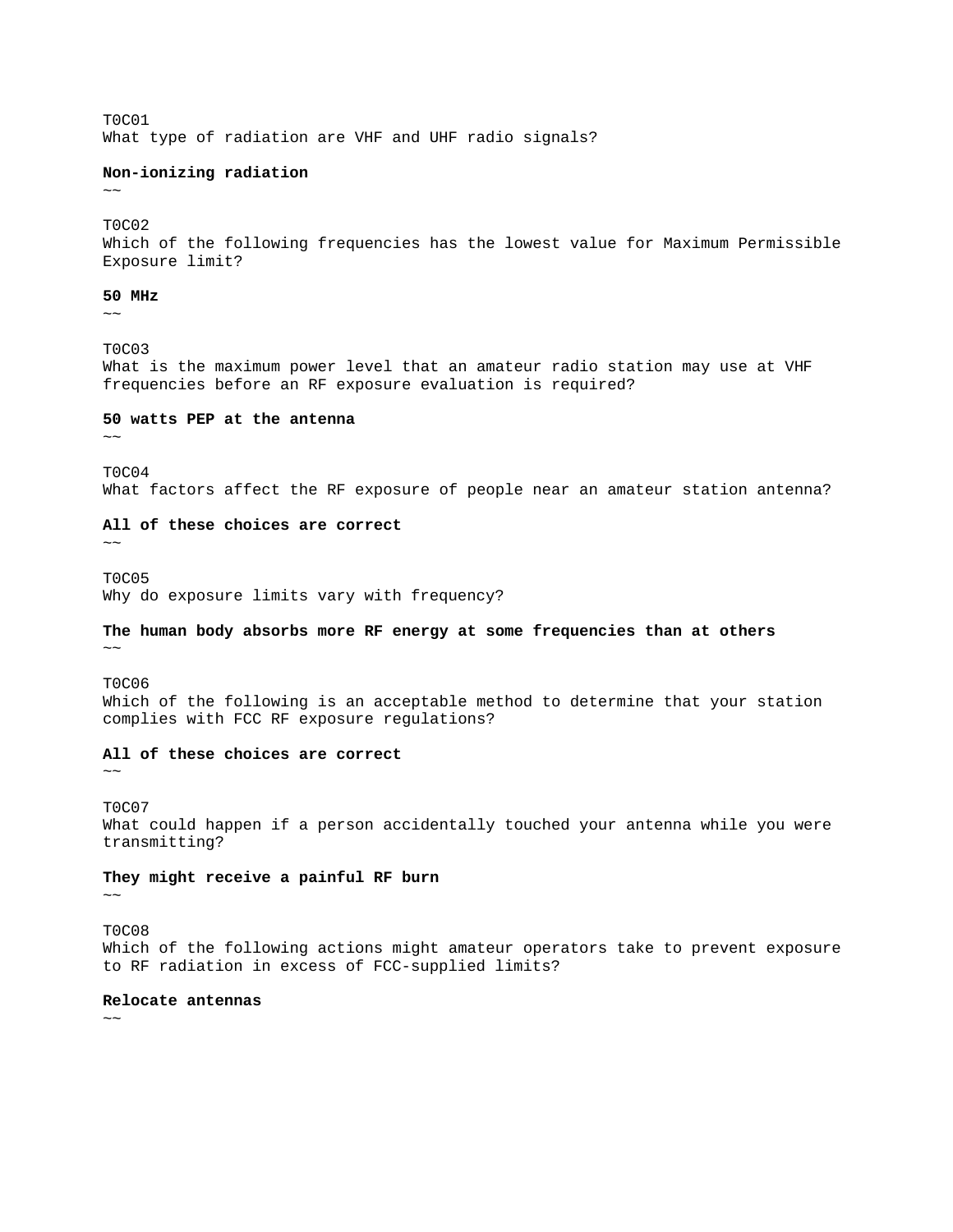T0C01
What type of radiation are VHF and UHF radio signals?

**Non-ionizing radiation**
~~

T0C02
Which of the following frequencies has the lowest value for Maximum Permissible Exposure limit?

**50 MHz**
~~

T0C03
What is the maximum power level that an amateur radio station may use at VHF frequencies before an RF exposure evaluation is required?

**50 watts PEP at the antenna**
~~

T0C04
What factors affect the RF exposure of people near an amateur station antenna?

**All of these choices are correct**
~~

T0C05
Why do exposure limits vary with frequency?

**The human body absorbs more RF energy at some frequencies than at others**
~~

T0C06
Which of the following is an acceptable method to determine that your station complies with FCC RF exposure regulations?

**All of these choices are correct**
~~

T0C07
What could happen if a person accidentally touched your antenna while you were transmitting?

**They might receive a painful RF burn**
~~

T0C08
Which of the following actions might amateur operators take to prevent exposure to RF radiation in excess of FCC-supplied limits?

**Relocate antennas**
~~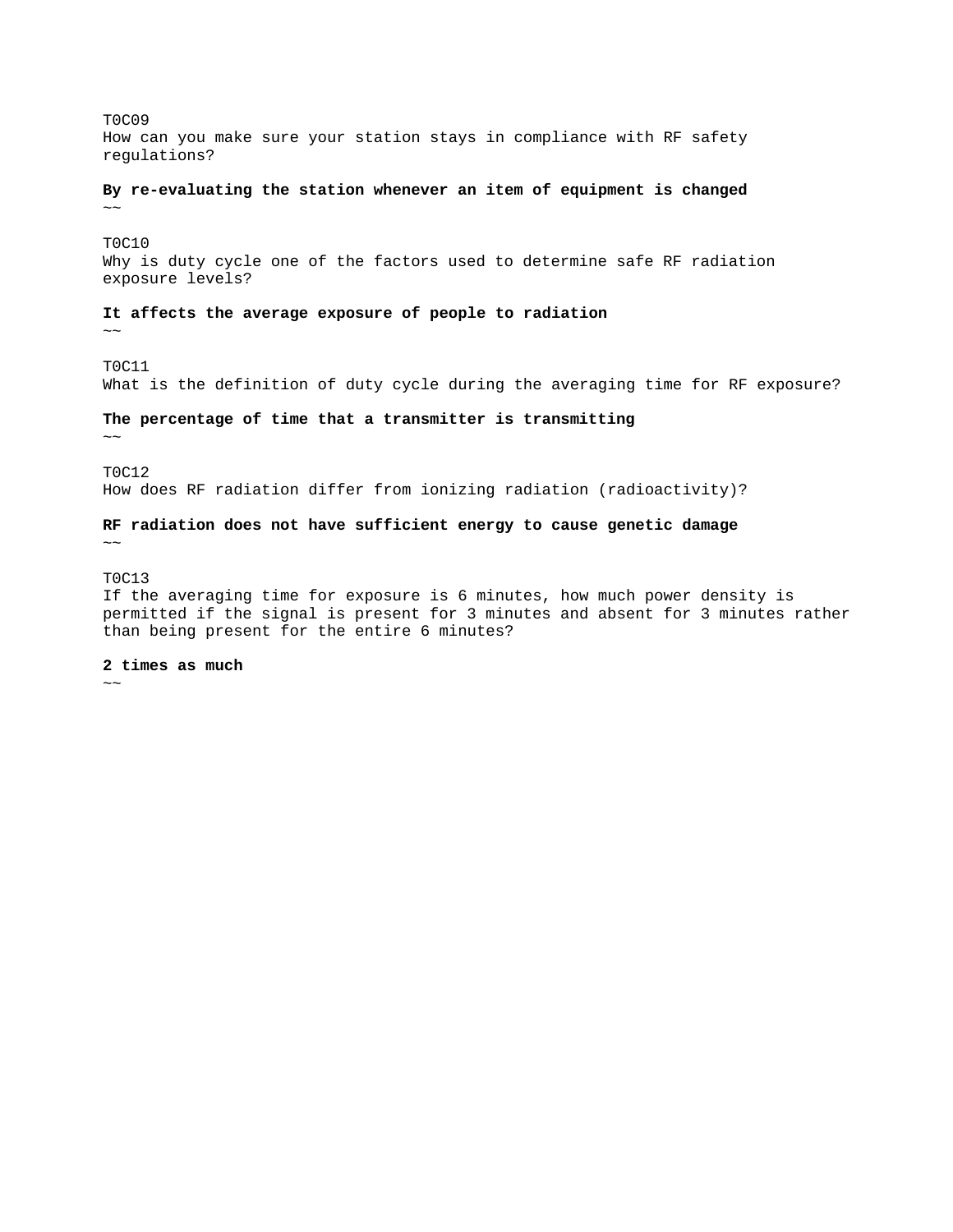T0C09
How can you make sure your station stays in compliance with RF safety regulations?

**By re-evaluating the station whenever an item of equipment is changed**
~~

T0C10
Why is duty cycle one of the factors used to determine safe RF radiation exposure levels?

**It affects the average exposure of people to radiation**
~~

T0C11
What is the definition of duty cycle during the averaging time for RF exposure?

**The percentage of time that a transmitter is transmitting**
~~

T0C12
How does RF radiation differ from ionizing radiation (radioactivity)?

**RF radiation does not have sufficient energy to cause genetic damage**
~~

T0C13
If the averaging time for exposure is 6 minutes, how much power density is permitted if the signal is present for 3 minutes and absent for 3 minutes rather than being present for the entire 6 minutes?

**2 times as much**
~~